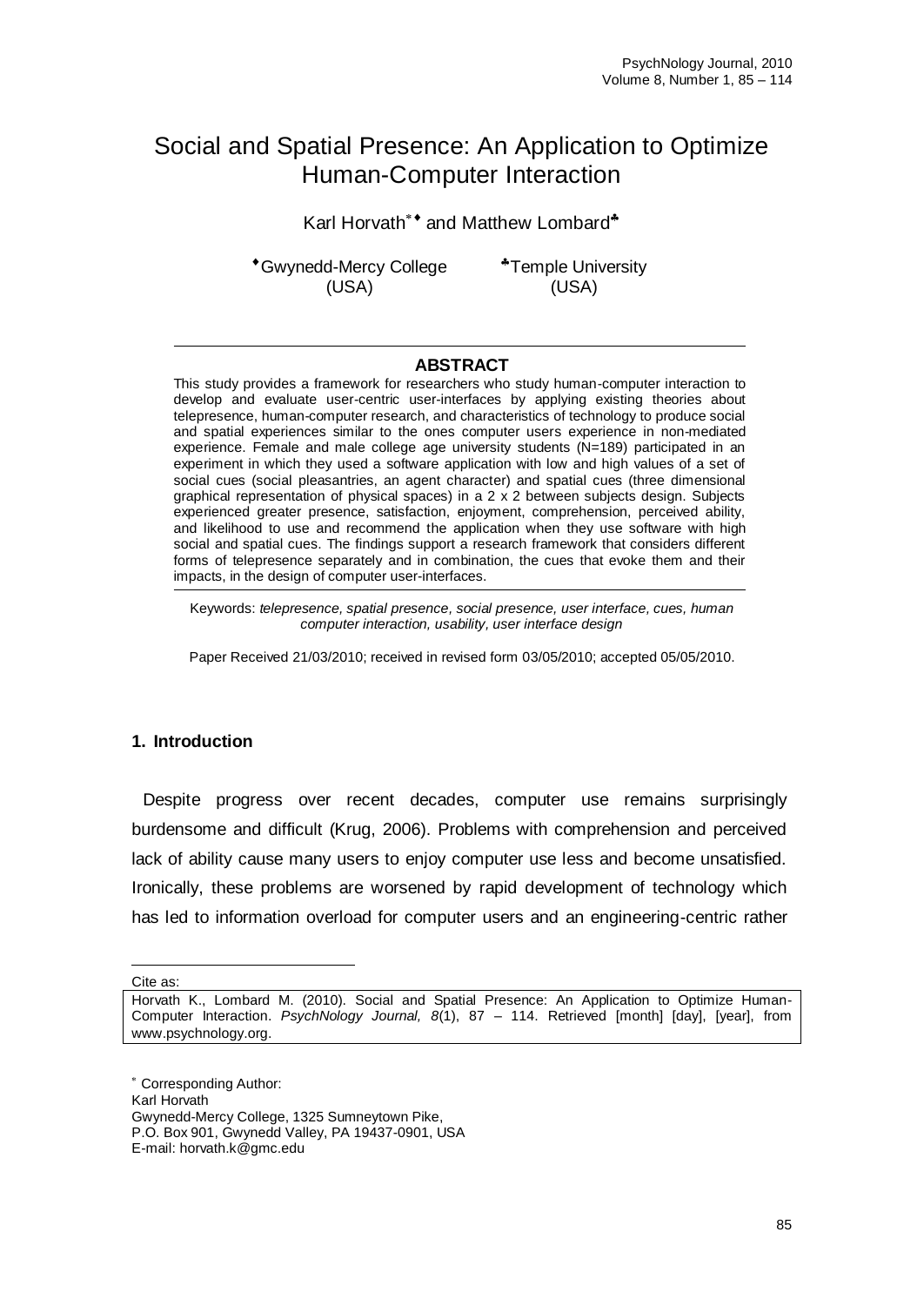# Social and Spatial Presence: An Application to Optimize Human-Computer Interaction

Karl Horvath[*♦] and Matthew Lombard[♣]

[♦]Gwynedd-Mercy College (USA)

[♣]Temple University (USA)

## ABSTRACT

This study provides a framework for researchers who study human-computer interaction to develop and evaluate user-centric user-interfaces by applying existing theories about telepresence, human-computer research, and characteristics of technology to produce social and spatial experiences similar to the ones computer users experience in non-mediated experience. Female and male college age university students (N=189) participated in an experiment in which they used a software application with low and high values of a set of social cues (social pleasantries, an agent character) and spatial cues (three dimensional graphical representation of physical spaces) in a 2 x 2 between subjects design. Subjects experienced greater presence, satisfaction, enjoyment, comprehension, perceived ability, and likelihood to use and recommend the application when they use software with high social and spatial cues. The findings support a research framework that considers different forms of telepresence separately and in combination, the cues that evoke them and their impacts, in the design of computer user-interfaces.

Keywords: *telepresence, spatial presence, social presence, user interface, cues, human computer interaction, usability, user interface design*

Paper Received 21/03/2010; received in revised form 03/05/2010; accepted 05/05/2010.

## 1. Introduction

Despite progress over recent decades, computer use remains surprisingly burdensome and difficult (Krug, 2006). Problems with comprehension and perceived lack of ability cause many users to enjoy computer use less and become unsatisfied. Ironically, these problems are worsened by rapid development of technology which has led to information overload for computer users and an engineering-centric rather

---

Cite as:

Horvath K., Lombard M. (2010). Social and Spatial Presence: An Application to Optimize Human-Computer Interaction. *PsychNology Journal, 8*(1), 87 – 114. Retrieved [month] [day], [year], from www.psychnology.org.

[*] Corresponding Author:
Karl Horvath
Gwynedd-Mercy College, 1325 Sumneytown Pike,
P.O. Box 901, Gwynedd Valley, PA 19437-0901, USA
E-mail: horvath.k@gmc.edu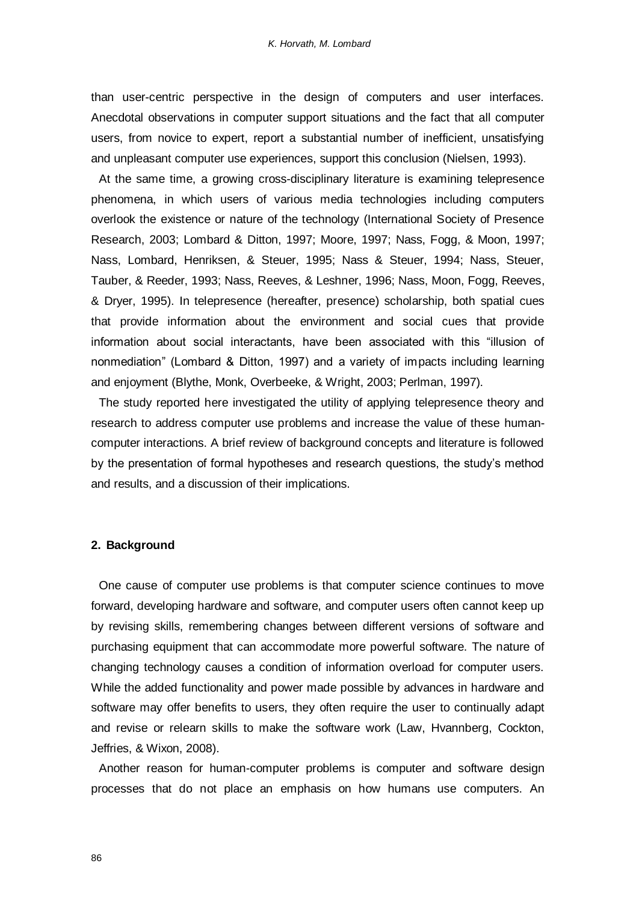than user-centric perspective in the design of computers and user interfaces. Anecdotal observations in computer support situations and the fact that all computer users, from novice to expert, report a substantial number of inefficient, unsatisfying and unpleasant computer use experiences, support this conclusion (Nielsen, 1993).

At the same time, a growing cross-disciplinary literature is examining telepresence phenomena, in which users of various media technologies including computers overlook the existence or nature of the technology (International Society of Presence Research, 2003; Lombard & Ditton, 1997; Moore, 1997; Nass, Fogg, & Moon, 1997; Nass, Lombard, Henriksen, & Steuer, 1995; Nass & Steuer, 1994; Nass, Steuer, Tauber, & Reeder, 1993; Nass, Reeves, & Leshner, 1996; Nass, Moon, Fogg, Reeves, & Dryer, 1995). In telepresence (hereafter, presence) scholarship, both spatial cues that provide information about the environment and social cues that provide information about social interactants, have been associated with this "illusion of nonmediation" (Lombard & Ditton, 1997) and a variety of impacts including learning and enjoyment (Blythe, Monk, Overbeeke, & Wright, 2003; Perlman, 1997).

The study reported here investigated the utility of applying telepresence theory and research to address computer use problems and increase the value of these human-computer interactions. A brief review of background concepts and literature is followed by the presentation of formal hypotheses and research questions, the study's method and results, and a discussion of their implications.

## 2. Background

One cause of computer use problems is that computer science continues to move forward, developing hardware and software, and computer users often cannot keep up by revising skills, remembering changes between different versions of software and purchasing equipment that can accommodate more powerful software. The nature of changing technology causes a condition of information overload for computer users. While the added functionality and power made possible by advances in hardware and software may offer benefits to users, they often require the user to continually adapt and revise or relearn skills to make the software work (Law, Hvannberg, Cockton, Jeffries, & Wixon, 2008).

Another reason for human-computer problems is computer and software design processes that do not place an emphasis on how humans use computers. An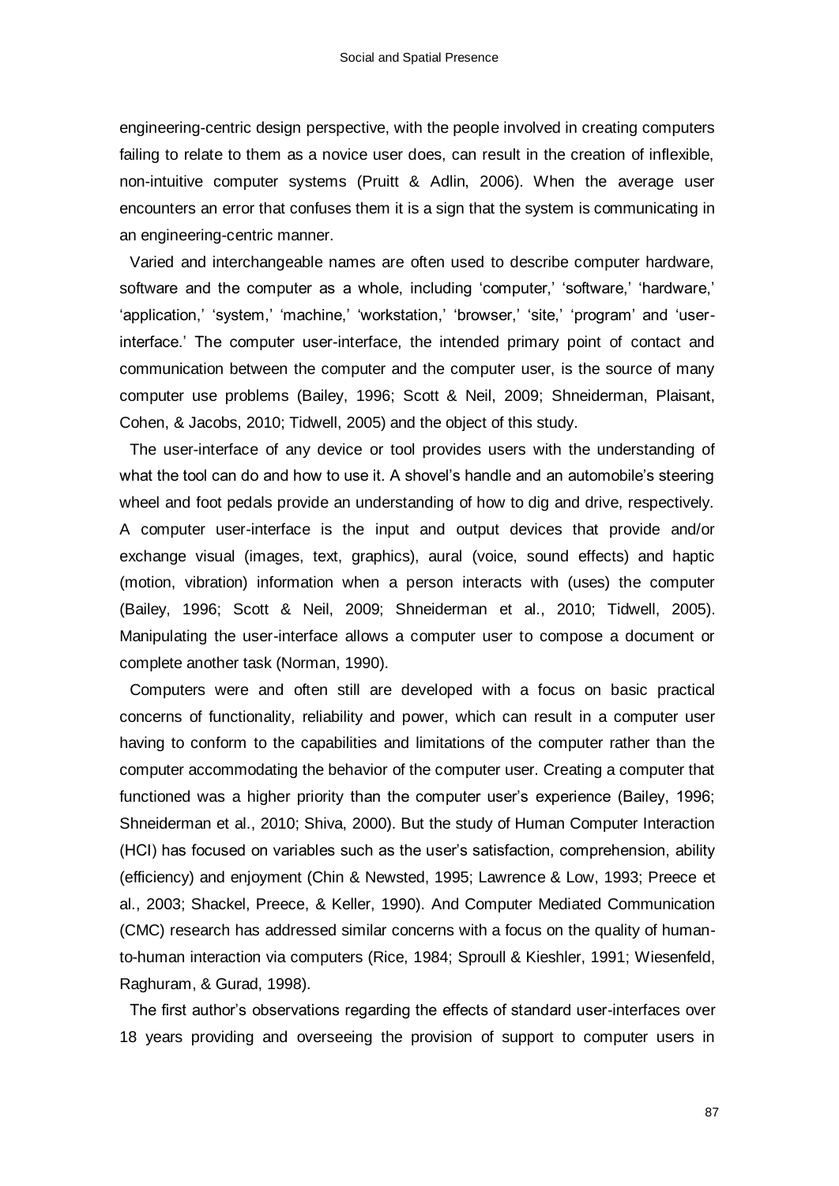engineering-centric design perspective, with the people involved in creating computers failing to relate to them as a novice user does, can result in the creation of inflexible, non-intuitive computer systems (Pruitt & Adlin, 2006). When the average user encounters an error that confuses them it is a sign that the system is communicating in an engineering-centric manner.

Varied and interchangeable names are often used to describe computer hardware, software and the computer as a whole, including 'computer,' 'software,' 'hardware,' 'application,' 'system,' 'machine,' 'workstation,' 'browser,' 'site,' 'program' and 'user-interface.' The computer user-interface, the intended primary point of contact and communication between the computer and the computer user, is the source of many computer use problems (Bailey, 1996; Scott & Neil, 2009; Shneiderman, Plaisant, Cohen, & Jacobs, 2010; Tidwell, 2005) and the object of this study.

The user-interface of any device or tool provides users with the understanding of what the tool can do and how to use it. A shovel's handle and an automobile's steering wheel and foot pedals provide an understanding of how to dig and drive, respectively. A computer user-interface is the input and output devices that provide and/or exchange visual (images, text, graphics), aural (voice, sound effects) and haptic (motion, vibration) information when a person interacts with (uses) the computer (Bailey, 1996; Scott & Neil, 2009; Shneiderman et al., 2010; Tidwell, 2005). Manipulating the user-interface allows a computer user to compose a document or complete another task (Norman, 1990).

Computers were and often still are developed with a focus on basic practical concerns of functionality, reliability and power, which can result in a computer user having to conform to the capabilities and limitations of the computer rather than the computer accommodating the behavior of the computer user. Creating a computer that functioned was a higher priority than the computer user's experience (Bailey, 1996; Shneiderman et al., 2010; Shiva, 2000). But the study of Human Computer Interaction (HCI) has focused on variables such as the user's satisfaction, comprehension, ability (efficiency) and enjoyment (Chin & Newsted, 1995; Lawrence & Low, 1993; Preece et al., 2003; Shackel, Preece, & Keller, 1990). And Computer Mediated Communication (CMC) research has addressed similar concerns with a focus on the quality of human-to-human interaction via computers (Rice, 1984; Sproull & Kieshler, 1991; Wiesenfeld, Raghuram, & Gurad, 1998).

The first author's observations regarding the effects of standard user-interfaces over 18 years providing and overseeing the provision of support to computer users in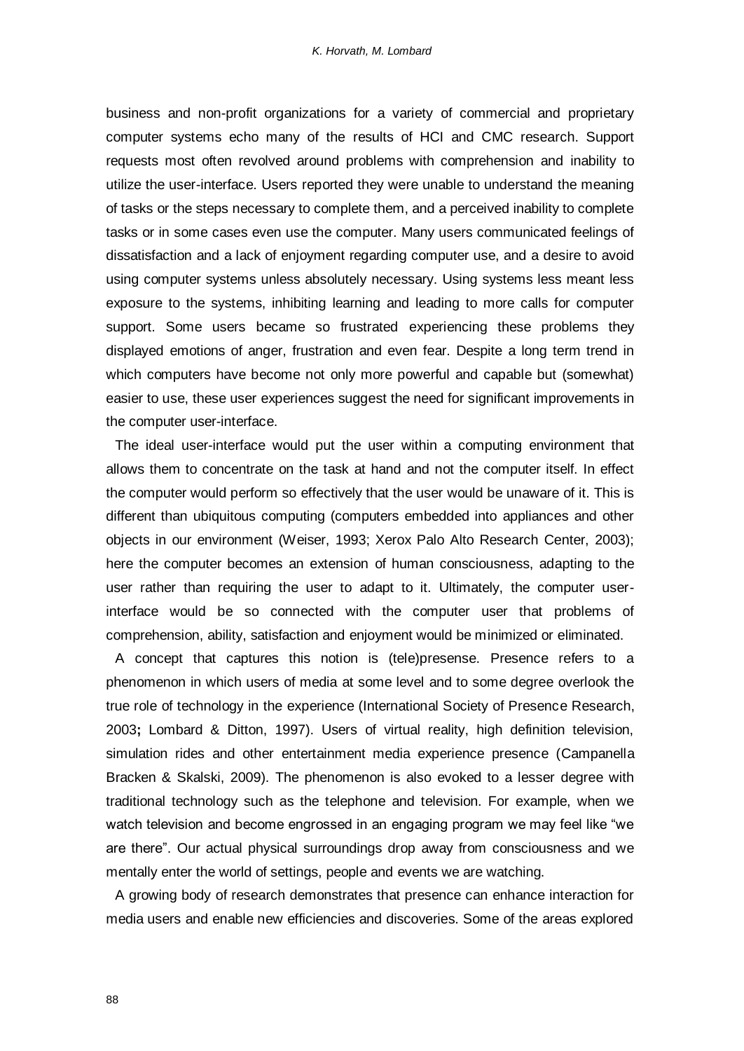business and non-profit organizations for a variety of commercial and proprietary computer systems echo many of the results of HCI and CMC research. Support requests most often revolved around problems with comprehension and inability to utilize the user-interface. Users reported they were unable to understand the meaning of tasks or the steps necessary to complete them, and a perceived inability to complete tasks or in some cases even use the computer. Many users communicated feelings of dissatisfaction and a lack of enjoyment regarding computer use, and a desire to avoid using computer systems unless absolutely necessary. Using systems less meant less exposure to the systems, inhibiting learning and leading to more calls for computer support. Some users became so frustrated experiencing these problems they displayed emotions of anger, frustration and even fear. Despite a long term trend in which computers have become not only more powerful and capable but (somewhat) easier to use, these user experiences suggest the need for significant improvements in the computer user-interface.

The ideal user-interface would put the user within a computing environment that allows them to concentrate on the task at hand and not the computer itself. In effect the computer would perform so effectively that the user would be unaware of it. This is different than ubiquitous computing (computers embedded into appliances and other objects in our environment (Weiser, 1993; Xerox Palo Alto Research Center, 2003); here the computer becomes an extension of human consciousness, adapting to the user rather than requiring the user to adapt to it. Ultimately, the computer user-interface would be so connected with the computer user that problems of comprehension, ability, satisfaction and enjoyment would be minimized or eliminated.

A concept that captures this notion is (tele)presense. Presence refers to a phenomenon in which users of media at some level and to some degree overlook the true role of technology in the experience (International Society of Presence Research, 2003**;** Lombard & Ditton, 1997). Users of virtual reality, high definition television, simulation rides and other entertainment media experience presence (Campanella Bracken & Skalski, 2009). The phenomenon is also evoked to a lesser degree with traditional technology such as the telephone and television. For example, when we watch television and become engrossed in an engaging program we may feel like "we are there". Our actual physical surroundings drop away from consciousness and we mentally enter the world of settings, people and events we are watching.

A growing body of research demonstrates that presence can enhance interaction for media users and enable new efficiencies and discoveries. Some of the areas explored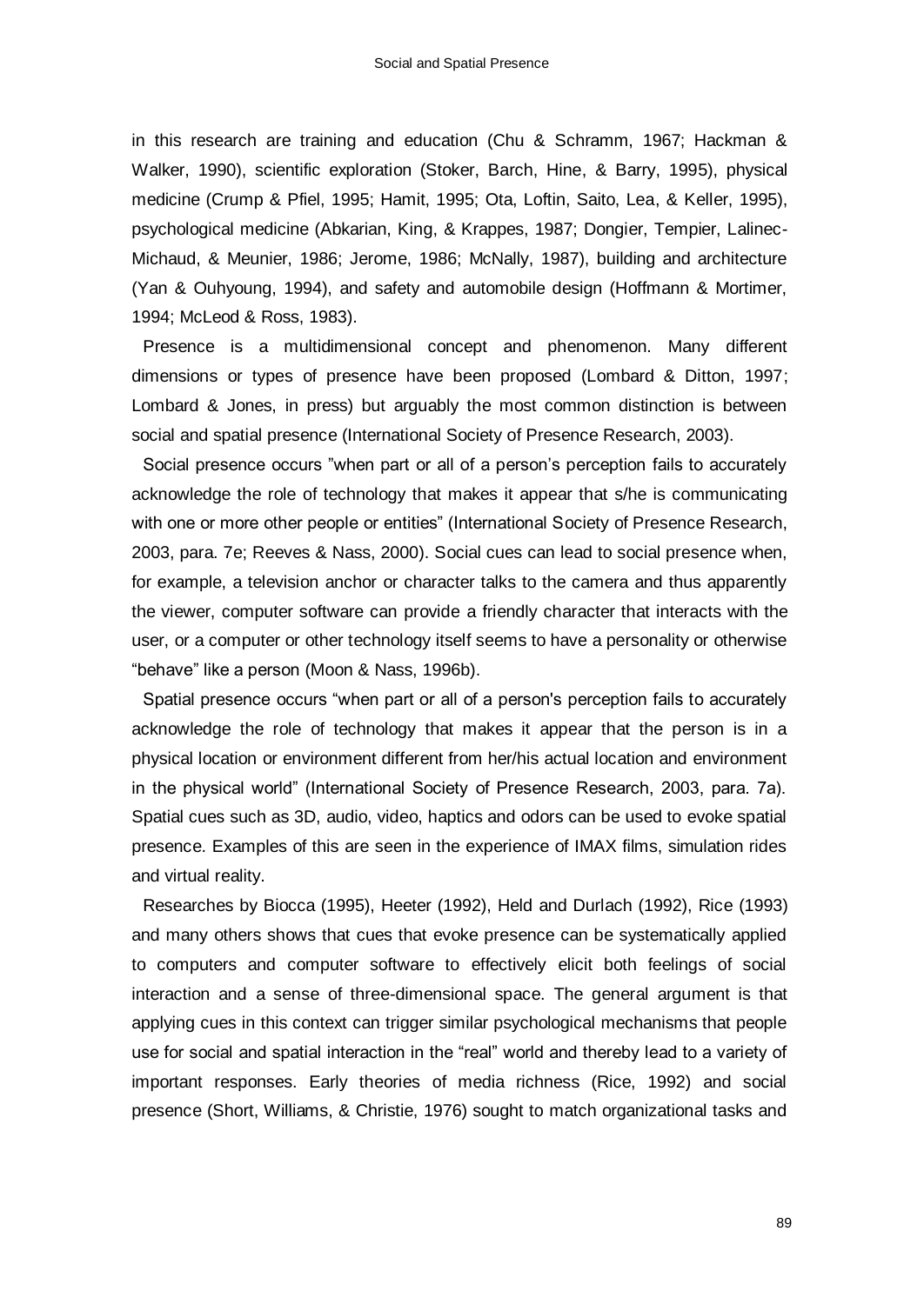in this research are training and education (Chu & Schramm, 1967; Hackman & Walker, 1990), scientific exploration (Stoker, Barch, Hine, & Barry, 1995), physical medicine (Crump & Pfiel, 1995; Hamit, 1995; Ota, Loftin, Saito, Lea, & Keller, 1995), psychological medicine (Abkarian, King, & Krappes, 1987; Dongier, Tempier, Lalinec-Michaud, & Meunier, 1986; Jerome, 1986; McNally, 1987), building and architecture (Yan & Ouhyoung, 1994), and safety and automobile design (Hoffmann & Mortimer, 1994; McLeod & Ross, 1983).

Presence is a multidimensional concept and phenomenon. Many different dimensions or types of presence have been proposed (Lombard & Ditton, 1997; Lombard & Jones, in press) but arguably the most common distinction is between social and spatial presence (International Society of Presence Research, 2003).

Social presence occurs "when part or all of a person's perception fails to accurately acknowledge the role of technology that makes it appear that s/he is communicating with one or more other people or entities" (International Society of Presence Research, 2003, para. 7e; Reeves & Nass, 2000). Social cues can lead to social presence when, for example, a television anchor or character talks to the camera and thus apparently the viewer, computer software can provide a friendly character that interacts with the user, or a computer or other technology itself seems to have a personality or otherwise "behave" like a person (Moon & Nass, 1996b).

Spatial presence occurs "when part or all of a person's perception fails to accurately acknowledge the role of technology that makes it appear that the person is in a physical location or environment different from her/his actual location and environment in the physical world" (International Society of Presence Research, 2003, para. 7a). Spatial cues such as 3D, audio, video, haptics and odors can be used to evoke spatial presence. Examples of this are seen in the experience of IMAX films, simulation rides and virtual reality.

Researches by Biocca (1995), Heeter (1992), Held and Durlach (1992), Rice (1993) and many others shows that cues that evoke presence can be systematically applied to computers and computer software to effectively elicit both feelings of social interaction and a sense of three-dimensional space. The general argument is that applying cues in this context can trigger similar psychological mechanisms that people use for social and spatial interaction in the "real" world and thereby lead to a variety of important responses. Early theories of media richness (Rice, 1992) and social presence (Short, Williams, & Christie, 1976) sought to match organizational tasks and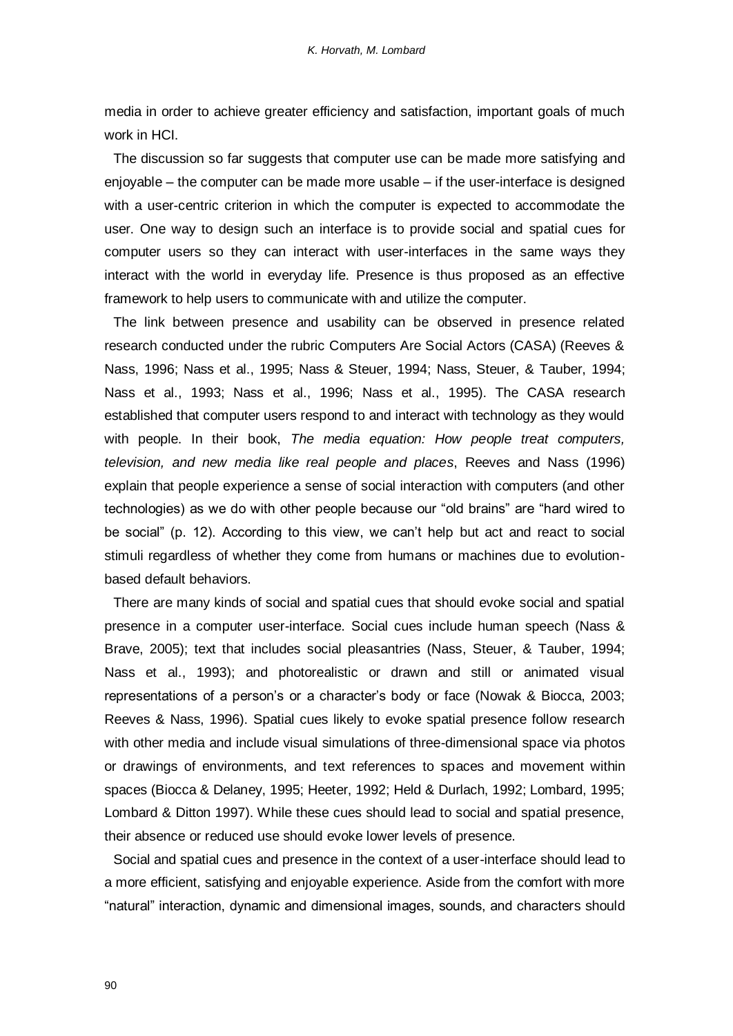media in order to achieve greater efficiency and satisfaction, important goals of much work in HCI.

The discussion so far suggests that computer use can be made more satisfying and enjoyable – the computer can be made more usable – if the user-interface is designed with a user-centric criterion in which the computer is expected to accommodate the user. One way to design such an interface is to provide social and spatial cues for computer users so they can interact with user-interfaces in the same ways they interact with the world in everyday life. Presence is thus proposed as an effective framework to help users to communicate with and utilize the computer.

The link between presence and usability can be observed in presence related research conducted under the rubric Computers Are Social Actors (CASA) (Reeves & Nass, 1996; Nass et al., 1995; Nass & Steuer, 1994; Nass, Steuer, & Tauber, 1994; Nass et al., 1993; Nass et al., 1996; Nass et al., 1995). The CASA research established that computer users respond to and interact with technology as they would with people. In their book, *The media equation: How people treat computers, television, and new media like real people and places*, Reeves and Nass (1996) explain that people experience a sense of social interaction with computers (and other technologies) as we do with other people because our "old brains" are "hard wired to be social" (p. 12). According to this view, we can't help but act and react to social stimuli regardless of whether they come from humans or machines due to evolution-based default behaviors.

There are many kinds of social and spatial cues that should evoke social and spatial presence in a computer user-interface. Social cues include human speech (Nass & Brave, 2005); text that includes social pleasantries (Nass, Steuer, & Tauber, 1994; Nass et al., 1993); and photorealistic or drawn and still or animated visual representations of a person's or a character's body or face (Nowak & Biocca, 2003; Reeves & Nass, 1996). Spatial cues likely to evoke spatial presence follow research with other media and include visual simulations of three-dimensional space via photos or drawings of environments, and text references to spaces and movement within spaces (Biocca & Delaney, 1995; Heeter, 1992; Held & Durlach, 1992; Lombard, 1995; Lombard & Ditton 1997). While these cues should lead to social and spatial presence, their absence or reduced use should evoke lower levels of presence.

Social and spatial cues and presence in the context of a user-interface should lead to a more efficient, satisfying and enjoyable experience. Aside from the comfort with more "natural" interaction, dynamic and dimensional images, sounds, and characters should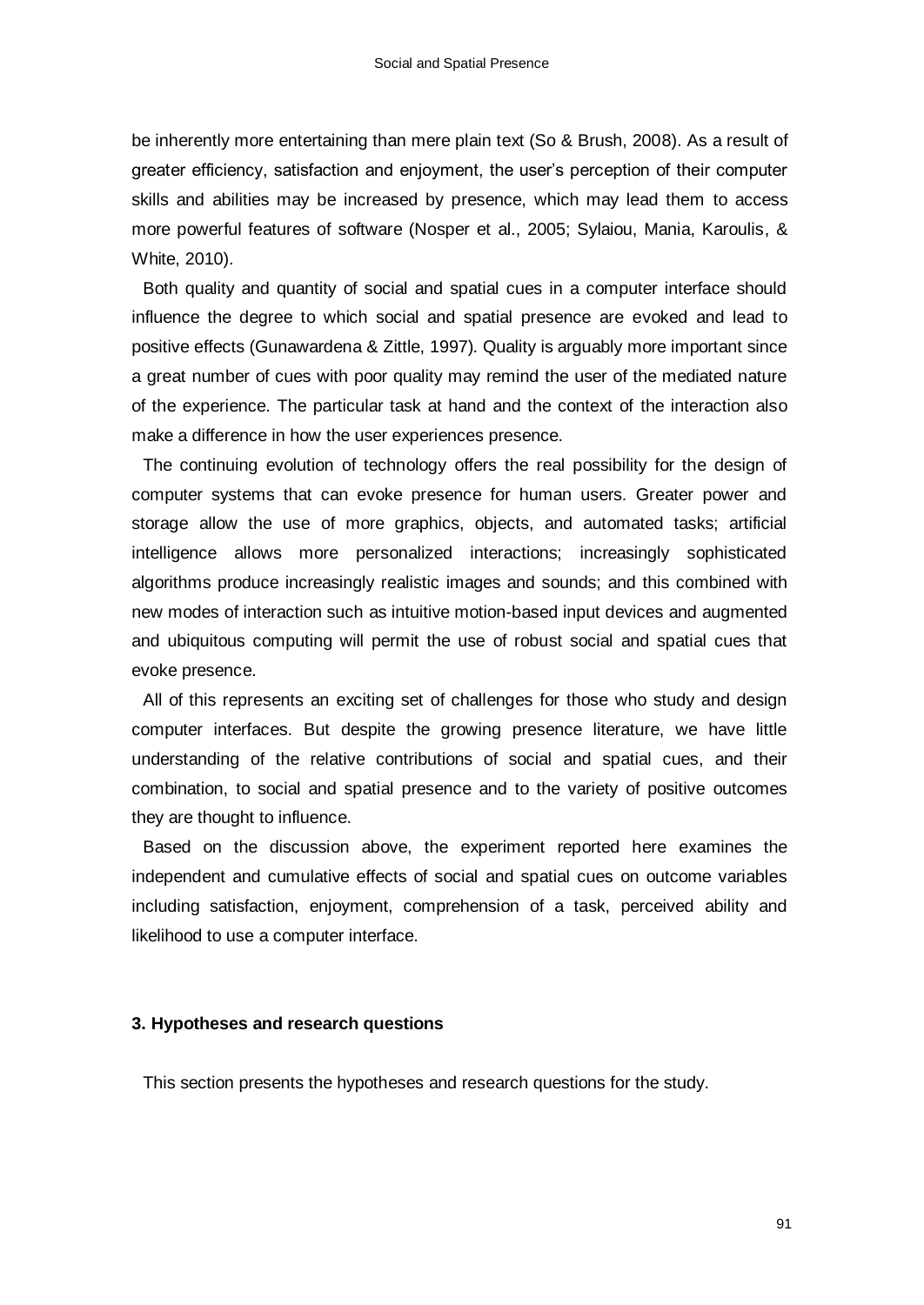be inherently more entertaining than mere plain text (So & Brush, 2008). As a result of greater efficiency, satisfaction and enjoyment, the user's perception of their computer skills and abilities may be increased by presence, which may lead them to access more powerful features of software (Nosper et al., 2005; Sylaiou, Mania, Karoulis, & White, 2010).

Both quality and quantity of social and spatial cues in a computer interface should influence the degree to which social and spatial presence are evoked and lead to positive effects (Gunawardena & Zittle, 1997). Quality is arguably more important since a great number of cues with poor quality may remind the user of the mediated nature of the experience. The particular task at hand and the context of the interaction also make a difference in how the user experiences presence.

The continuing evolution of technology offers the real possibility for the design of computer systems that can evoke presence for human users. Greater power and storage allow the use of more graphics, objects, and automated tasks; artificial intelligence allows more personalized interactions; increasingly sophisticated algorithms produce increasingly realistic images and sounds; and this combined with new modes of interaction such as intuitive motion-based input devices and augmented and ubiquitous computing will permit the use of robust social and spatial cues that evoke presence.

All of this represents an exciting set of challenges for those who study and design computer interfaces. But despite the growing presence literature, we have little understanding of the relative contributions of social and spatial cues, and their combination, to social and spatial presence and to the variety of positive outcomes they are thought to influence.

Based on the discussion above, the experiment reported here examines the independent and cumulative effects of social and spatial cues on outcome variables including satisfaction, enjoyment, comprehension of a task, perceived ability and likelihood to use a computer interface.

### 3. Hypotheses and research questions

This section presents the hypotheses and research questions for the study.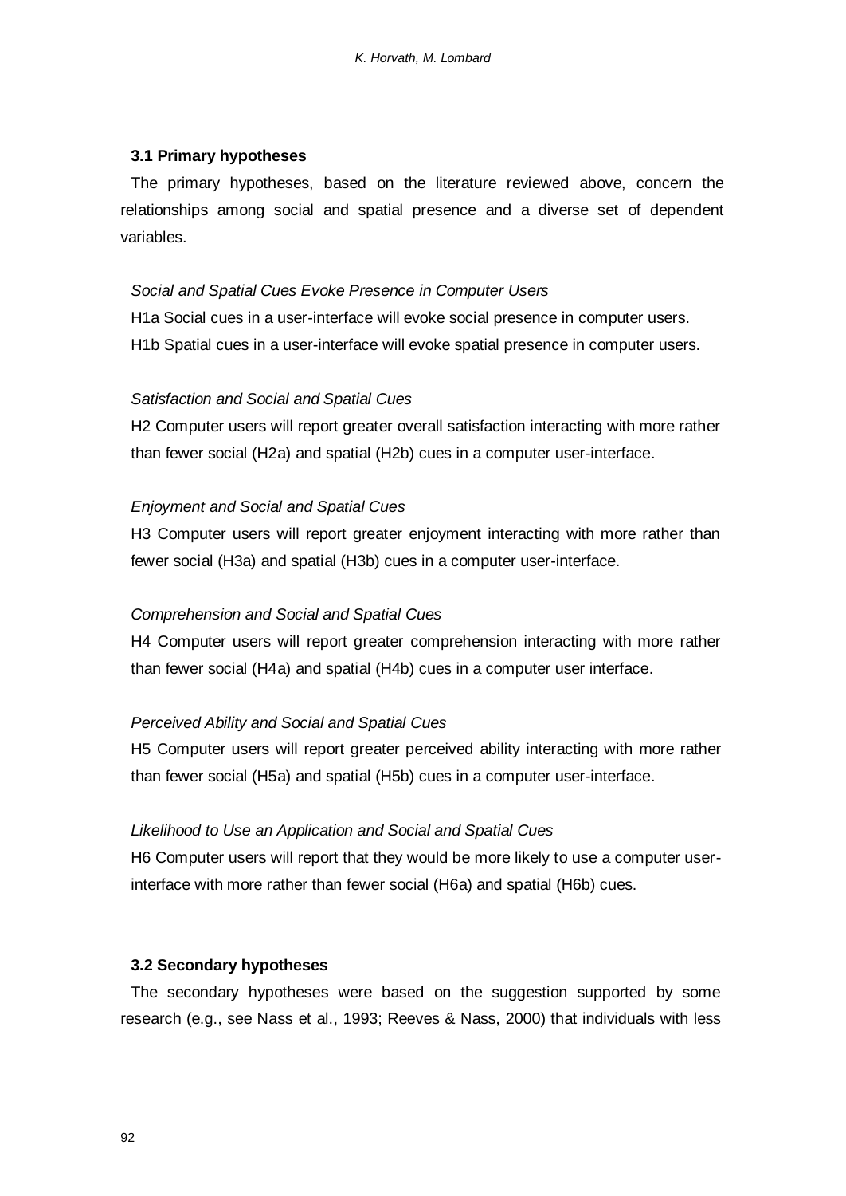### 3.1 Primary hypotheses

The primary hypotheses, based on the literature reviewed above, concern the relationships among social and spatial presence and a diverse set of dependent variables.

*Social and Spatial Cues Evoke Presence in Computer Users*

H1a Social cues in a user-interface will evoke social presence in computer users.

H1b Spatial cues in a user-interface will evoke spatial presence in computer users.

*Satisfaction and Social and Spatial Cues*

H2 Computer users will report greater overall satisfaction interacting with more rather than fewer social (H2a) and spatial (H2b) cues in a computer user-interface.

*Enjoyment and Social and Spatial Cues*

H3 Computer users will report greater enjoyment interacting with more rather than fewer social (H3a) and spatial (H3b) cues in a computer user-interface.

*Comprehension and Social and Spatial Cues*

H4 Computer users will report greater comprehension interacting with more rather than fewer social (H4a) and spatial (H4b) cues in a computer user interface.

*Perceived Ability and Social and Spatial Cues*

H5 Computer users will report greater perceived ability interacting with more rather than fewer social (H5a) and spatial (H5b) cues in a computer user-interface.

*Likelihood to Use an Application and Social and Spatial Cues*

H6 Computer users will report that they would be more likely to use a computer user-interface with more rather than fewer social (H6a) and spatial (H6b) cues.

### 3.2 Secondary hypotheses

The secondary hypotheses were based on the suggestion supported by some research (e.g., see Nass et al., 1993; Reeves & Nass, 2000) that individuals with less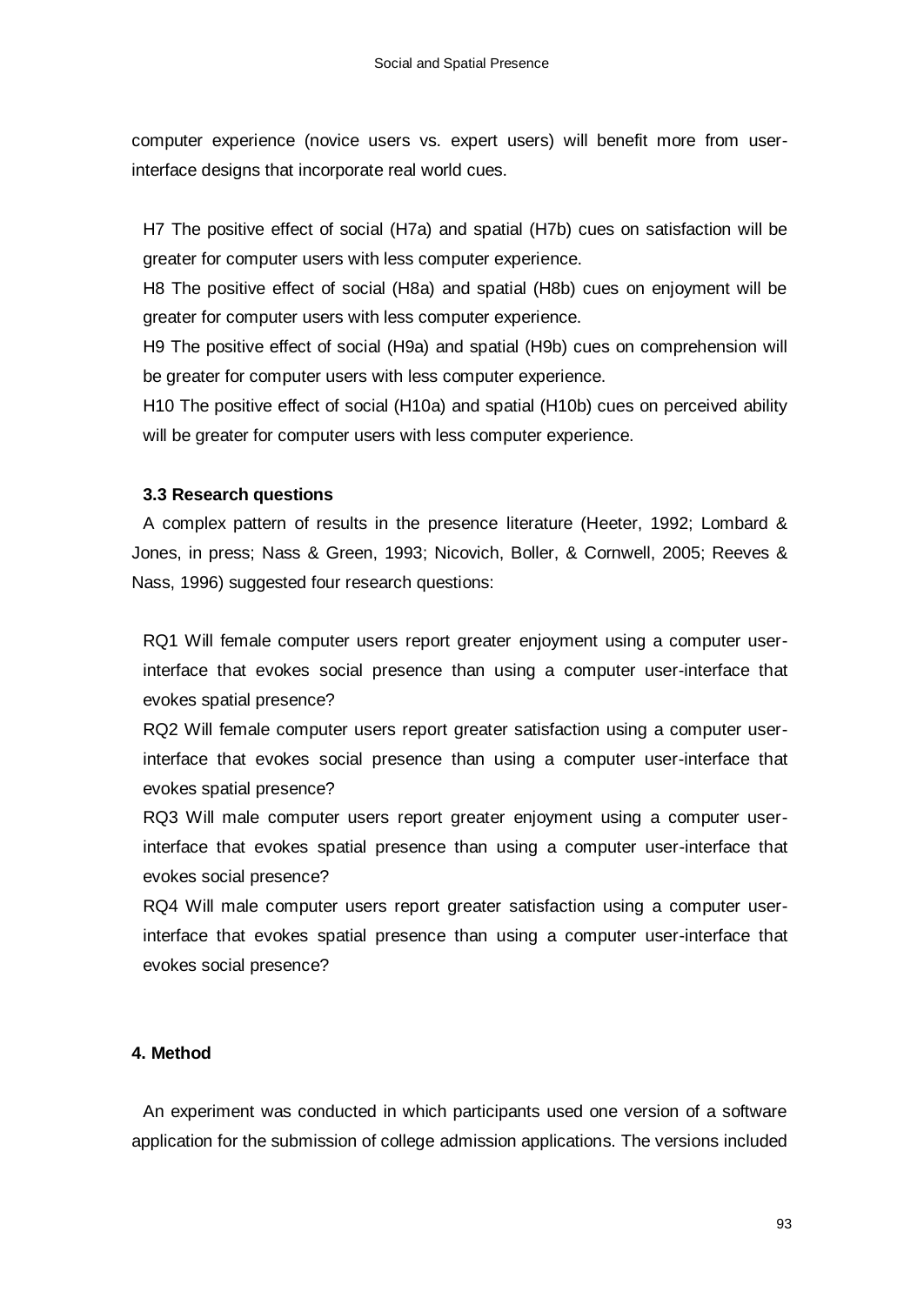computer experience (novice users vs. expert users) will benefit more from user-interface designs that incorporate real world cues.

H7 The positive effect of social (H7a) and spatial (H7b) cues on satisfaction will be greater for computer users with less computer experience.

H8 The positive effect of social (H8a) and spatial (H8b) cues on enjoyment will be greater for computer users with less computer experience.

H9 The positive effect of social (H9a) and spatial (H9b) cues on comprehension will be greater for computer users with less computer experience.

H10 The positive effect of social (H10a) and spatial (H10b) cues on perceived ability will be greater for computer users with less computer experience.

### 3.3 Research questions

A complex pattern of results in the presence literature (Heeter, 1992; Lombard & Jones, in press; Nass & Green, 1993; Nicovich, Boller, & Cornwell, 2005; Reeves & Nass, 1996) suggested four research questions:

RQ1 Will female computer users report greater enjoyment using a computer user-interface that evokes social presence than using a computer user-interface that evokes spatial presence?

RQ2 Will female computer users report greater satisfaction using a computer user-interface that evokes social presence than using a computer user-interface that evokes spatial presence?

RQ3 Will male computer users report greater enjoyment using a computer user-interface that evokes spatial presence than using a computer user-interface that evokes social presence?

RQ4 Will male computer users report greater satisfaction using a computer user-interface that evokes spatial presence than using a computer user-interface that evokes social presence?

## 4. Method

An experiment was conducted in which participants used one version of a software application for the submission of college admission applications. The versions included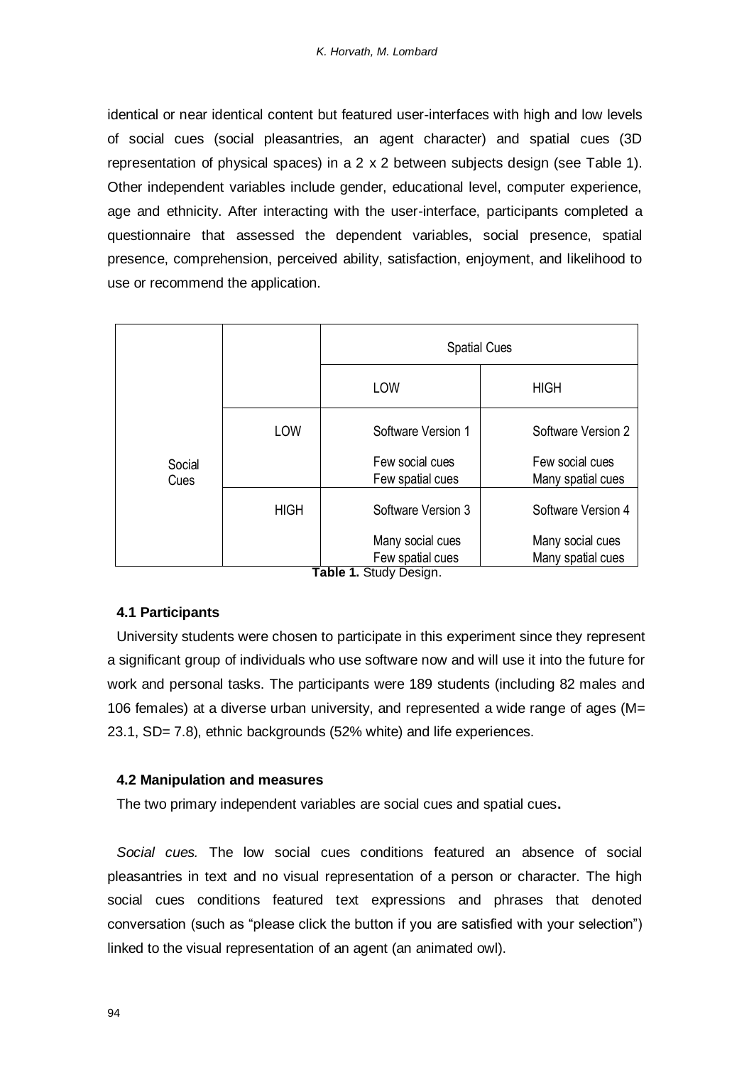identical or near identical content but featured user-interfaces with high and low levels of social cues (social pleasantries, an agent character) and spatial cues (3D representation of physical spaces) in a 2 x 2 between subjects design (see Table 1). Other independent variables include gender, educational level, computer experience, age and ethnicity. After interacting with the user-interface, participants completed a questionnaire that assessed the dependent variables, social presence, spatial presence, comprehension, perceived ability, satisfaction, enjoyment, and likelihood to use or recommend the application.

| | | Spatial Cues | |
|---|---|---|---|
| | | LOW | HIGH |
| Social Cues | LOW | Software Version 1<br><br>Few social cues<br>Few spatial cues | Software Version 2<br><br>Few social cues<br>Many spatial cues |
| | HIGH | Software Version 3<br><br>Many social cues<br>Few spatial cues | Software Version 4<br><br>Many social cues<br>Many spatial cues |

**Table 1.** Study Design.

### 4.1 Participants

University students were chosen to participate in this experiment since they represent a significant group of individuals who use software now and will use it into the future for work and personal tasks. The participants were 189 students (including 82 males and 106 females) at a diverse urban university, and represented a wide range of ages (M= 23.1, SD= 7.8), ethnic backgrounds (52% white) and life experiences.

### 4.2 Manipulation and measures

The two primary independent variables are social cues and spatial cues**.**

*Social cues.* The low social cues conditions featured an absence of social pleasantries in text and no visual representation of a person or character. The high social cues conditions featured text expressions and phrases that denoted conversation (such as "please click the button if you are satisfied with your selection") linked to the visual representation of an agent (an animated owl).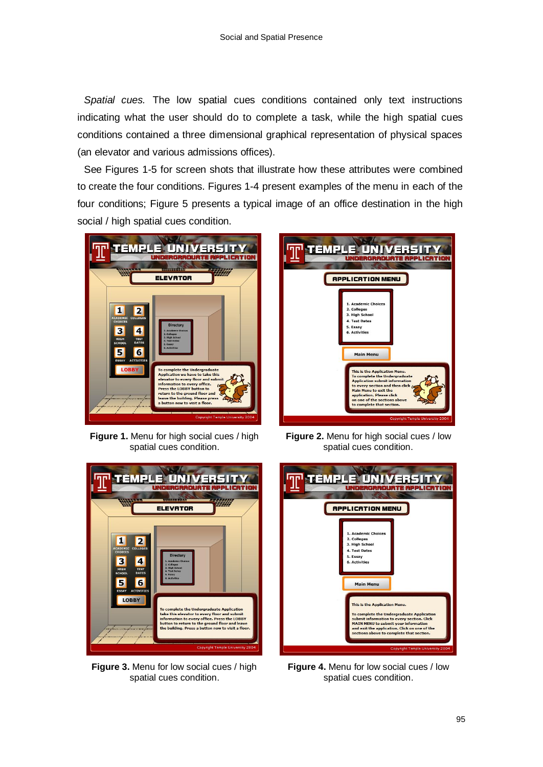*Spatial cues.* The low spatial cues conditions contained only text instructions indicating what the user should do to complete a task, while the high spatial cues conditions contained a three dimensional graphical representation of physical spaces (an elevator and various admissions offices).

See Figures 1-5 for screen shots that illustrate how these attributes were combined to create the four conditions. Figures 1-4 present examples of the menu in each of the four conditions; Figure 5 presents a typical image of an office destination in the high social / high spatial cues condition.

**Figure 1.** Menu for high social cues / high spatial cues condition.

**Figure 2.** Menu for high social cues / low spatial cues condition.

**Figure 3.** Menu for low social cues / high spatial cues condition.

**Figure 4.** Menu for low social cues / low spatial cues condition.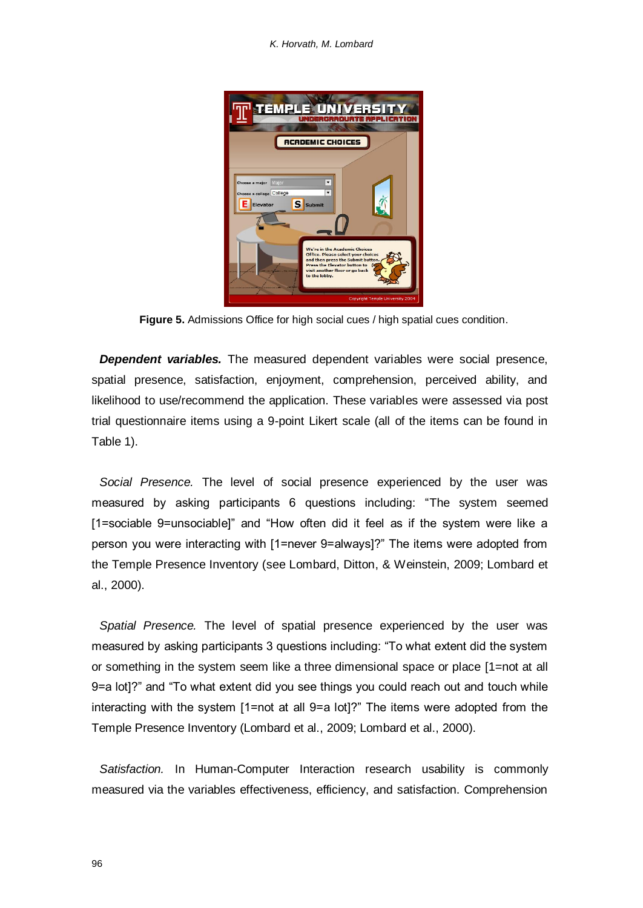**Figure 5.** Admissions Office for high social cues / high spatial cues condition.

***Dependent variables.*** The measured dependent variables were social presence, spatial presence, satisfaction, enjoyment, comprehension, perceived ability, and likelihood to use/recommend the application. These variables were assessed via post trial questionnaire items using a 9-point Likert scale (all of the items can be found in Table 1).

*Social Presence.* The level of social presence experienced by the user was measured by asking participants 6 questions including: "The system seemed [1=sociable 9=unsociable]" and "How often did it feel as if the system were like a person you were interacting with [1=never 9=always]?" The items were adopted from the Temple Presence Inventory (see Lombard, Ditton, & Weinstein, 2009; Lombard et al., 2000).

*Spatial Presence.* The level of spatial presence experienced by the user was measured by asking participants 3 questions including: "To what extent did the system or something in the system seem like a three dimensional space or place [1=not at all 9=a lot]?" and "To what extent did you see things you could reach out and touch while interacting with the system [1=not at all 9=a lot]?" The items were adopted from the Temple Presence Inventory (Lombard et al., 2009; Lombard et al., 2000).

*Satisfaction.* In Human-Computer Interaction research usability is commonly measured via the variables effectiveness, efficiency, and satisfaction. Comprehension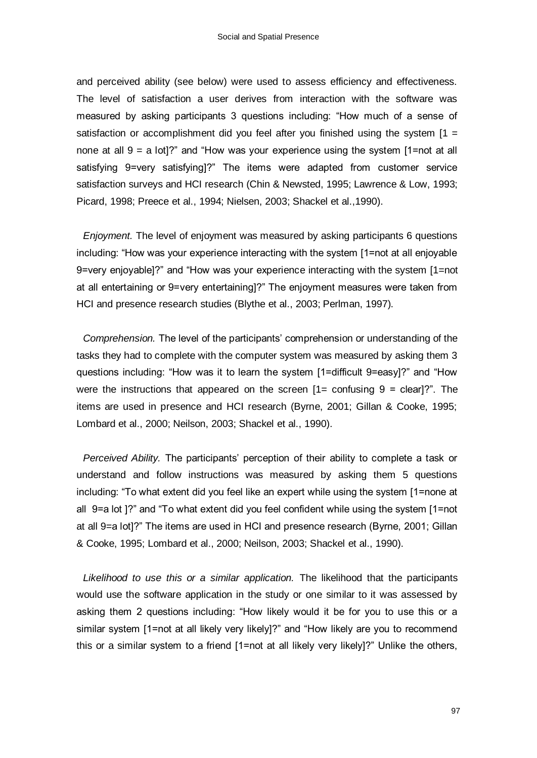and perceived ability (see below) were used to assess efficiency and effectiveness. The level of satisfaction a user derives from interaction with the software was measured by asking participants 3 questions including: "How much of a sense of satisfaction or accomplishment did you feel after you finished using the system [1 = none at all 9 = a lot]?" and "How was your experience using the system [1=not at all satisfying 9=very satisfying]?" The items were adapted from customer service satisfaction surveys and HCI research (Chin & Newsted, 1995; Lawrence & Low, 1993; Picard, 1998; Preece et al., 1994; Nielsen, 2003; Shackel et al.,1990).

*Enjoyment.* The level of enjoyment was measured by asking participants 6 questions including: "How was your experience interacting with the system [1=not at all enjoyable 9=very enjoyable]?" and "How was your experience interacting with the system [1=not at all entertaining or 9=very entertaining]?" The enjoyment measures were taken from HCI and presence research studies (Blythe et al., 2003; Perlman, 1997).

*Comprehension.* The level of the participants' comprehension or understanding of the tasks they had to complete with the computer system was measured by asking them 3 questions including: "How was it to learn the system [1=difficult 9=easy]?" and "How were the instructions that appeared on the screen [1= confusing 9 = clear]?". The items are used in presence and HCI research (Byrne, 2001; Gillan & Cooke, 1995; Lombard et al., 2000; Neilson, 2003; Shackel et al., 1990).

*Perceived Ability.* The participants' perception of their ability to complete a task or understand and follow instructions was measured by asking them 5 questions including: "To what extent did you feel like an expert while using the system [1=none at all 9=a lot ]?" and "To what extent did you feel confident while using the system [1=not at all 9=a lot]?" The items are used in HCI and presence research (Byrne, 2001; Gillan & Cooke, 1995; Lombard et al., 2000; Neilson, 2003; Shackel et al., 1990).

*Likelihood to use this or a similar application.* The likelihood that the participants would use the software application in the study or one similar to it was assessed by asking them 2 questions including: "How likely would it be for you to use this or a similar system [1=not at all likely very likely]?" and "How likely are you to recommend this or a similar system to a friend [1=not at all likely very likely]?" Unlike the others,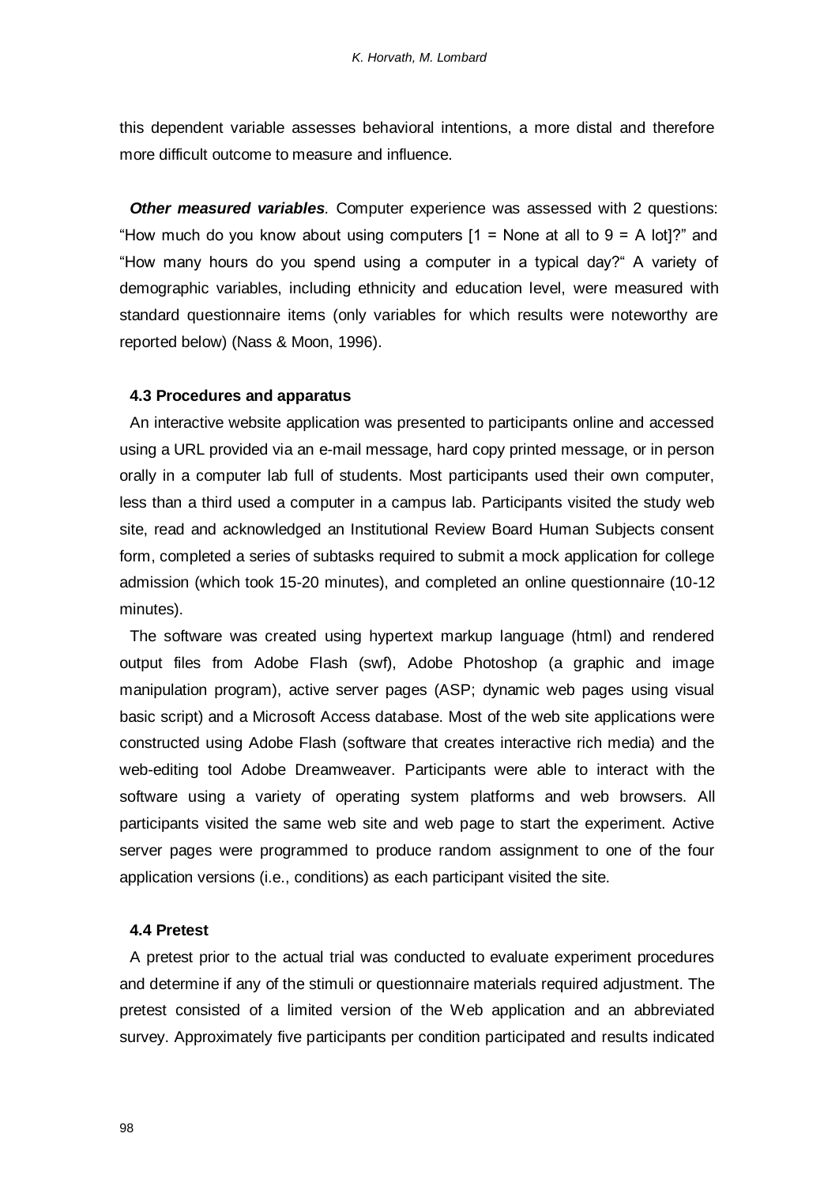this dependent variable assesses behavioral intentions, a more distal and therefore more difficult outcome to measure and influence.

***Other measured variables***. Computer experience was assessed with 2 questions: "How much do you know about using computers [1 = None at all to 9 = A lot]?" and "How many hours do you spend using a computer in a typical day?" A variety of demographic variables, including ethnicity and education level, were measured with standard questionnaire items (only variables for which results were noteworthy are reported below) (Nass & Moon, 1996).

### 4.3 Procedures and apparatus

An interactive website application was presented to participants online and accessed using a URL provided via an e-mail message, hard copy printed message, or in person orally in a computer lab full of students. Most participants used their own computer, less than a third used a computer in a campus lab. Participants visited the study web site, read and acknowledged an Institutional Review Board Human Subjects consent form, completed a series of subtasks required to submit a mock application for college admission (which took 15-20 minutes), and completed an online questionnaire (10-12 minutes).

The software was created using hypertext markup language (html) and rendered output files from Adobe Flash (swf), Adobe Photoshop (a graphic and image manipulation program), active server pages (ASP; dynamic web pages using visual basic script) and a Microsoft Access database. Most of the web site applications were constructed using Adobe Flash (software that creates interactive rich media) and the web-editing tool Adobe Dreamweaver. Participants were able to interact with the software using a variety of operating system platforms and web browsers. All participants visited the same web site and web page to start the experiment. Active server pages were programmed to produce random assignment to one of the four application versions (i.e., conditions) as each participant visited the site.

### 4.4 Pretest

A pretest prior to the actual trial was conducted to evaluate experiment procedures and determine if any of the stimuli or questionnaire materials required adjustment. The pretest consisted of a limited version of the Web application and an abbreviated survey. Approximately five participants per condition participated and results indicated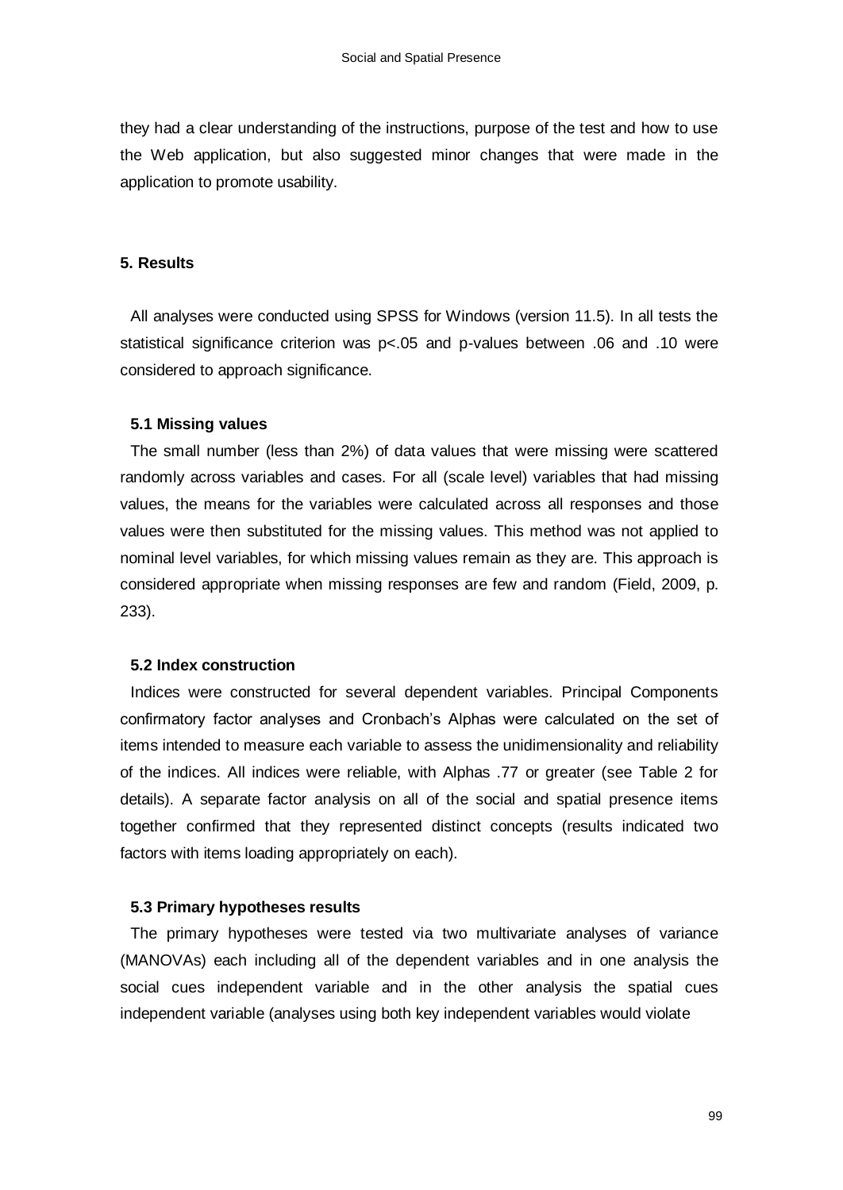they had a clear understanding of the instructions, purpose of the test and how to use the Web application, but also suggested minor changes that were made in the application to promote usability.

## 5. Results

All analyses were conducted using SPSS for Windows (version 11.5). In all tests the statistical significance criterion was $p<.05$ and p-values between .06 and .10 were considered to approach significance.

### 5.1 Missing values

The small number (less than 2%) of data values that were missing were scattered randomly across variables and cases. For all (scale level) variables that had missing values, the means for the variables were calculated across all responses and those values were then substituted for the missing values. This method was not applied to nominal level variables, for which missing values remain as they are. This approach is considered appropriate when missing responses are few and random (Field, 2009, p. 233).

### 5.2 Index construction

Indices were constructed for several dependent variables. Principal Components confirmatory factor analyses and Cronbach's Alphas were calculated on the set of items intended to measure each variable to assess the unidimensionality and reliability of the indices. All indices were reliable, with Alphas .77 or greater (see Table 2 for details). A separate factor analysis on all of the social and spatial presence items together confirmed that they represented distinct concepts (results indicated two factors with items loading appropriately on each).

### 5.3 Primary hypotheses results

The primary hypotheses were tested via two multivariate analyses of variance (MANOVAs) each including all of the dependent variables and in one analysis the social cues independent variable and in the other analysis the spatial cues independent variable (analyses using both key independent variables would violate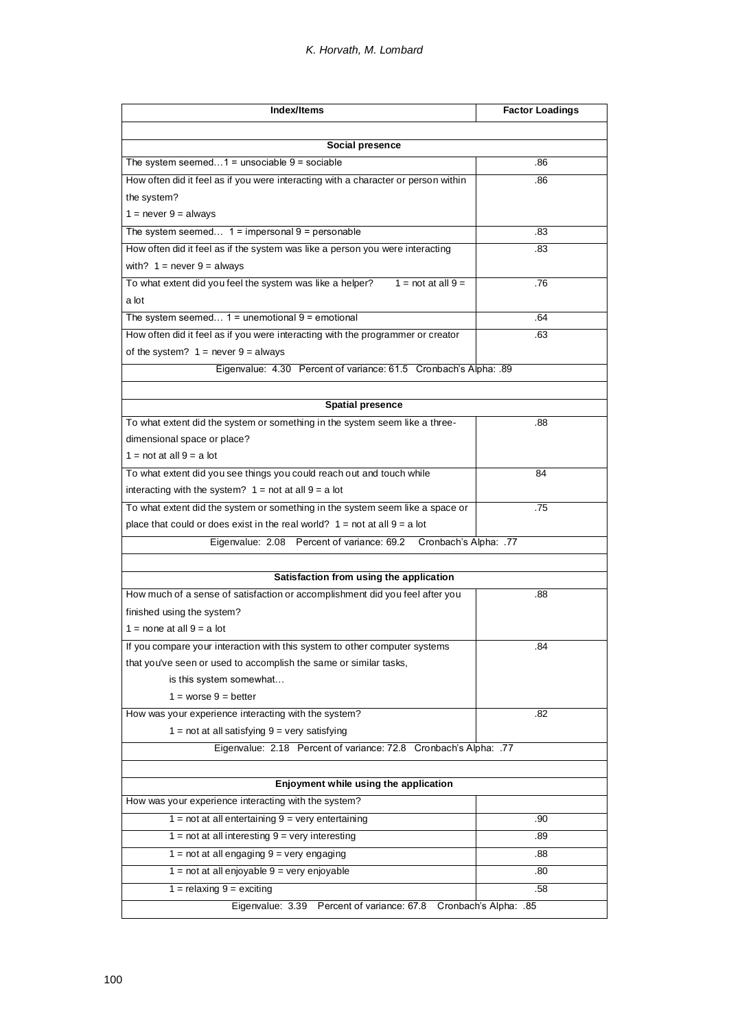| Index/Items | Factor Loadings |
|---|---|
| **Social presence** | |
| The system seemed…1 = unsociable 9 = sociable | .86 |
| How often did it feel as if you were interacting with a character or person within the system? 1 = never 9 = always | .86 |
| The system seemed… 1 = impersonal 9 = personable | .83 |
| How often did it feel as if the system was like a person you were interacting with? 1 = never 9 = always | .83 |
| To what extent did you feel the system was like a helper? 1 = not at all 9 = a lot | .76 |
| The system seemed… 1 = unemotional 9 = emotional | .64 |
| How often did it feel as if you were interacting with the programmer or creator of the system? 1 = never 9 = always | .63 |
| Eigenvalue: 4.30 Percent of variance: 61.5 Cronbach's Alpha: .89 | |
| **Spatial presence** | |
| To what extent did the system or something in the system seem like a three-dimensional space or place? 1 = not at all 9 = a lot | .88 |
| To what extent did you see things you could reach out and touch while interacting with the system? 1 = not at all 9 = a lot | 84 |
| To what extent did the system or something in the system seem like a space or place that could or does exist in the real world? 1 = not at all 9 = a lot | .75 |
| Eigenvalue: 2.08 Percent of variance: 69.2 Cronbach's Alpha: .77 | |
| **Satisfaction from using the application** | |
| How much of a sense of satisfaction or accomplishment did you feel after you finished using the system? 1 = none at all 9 = a lot | .88 |
| If you compare your interaction with this system to other computer systems that you've seen or used to accomplish the same or similar tasks, is this system somewhat… 1 = worse 9 = better | .84 |
| How was your experience interacting with the system? 1 = not at all satisfying 9 = very satisfying | .82 |
| Eigenvalue: 2.18 Percent of variance: 72.8 Cronbach's Alpha: .77 | |
| **Enjoyment while using the application** | |
| How was your experience interacting with the system? | |
| 1 = not at all entertaining 9 = very entertaining | .90 |
| 1 = not at all interesting 9 = very interesting | .89 |
| 1 = not at all engaging 9 = very engaging | .88 |
| 1 = not at all enjoyable 9 = very enjoyable | .80 |
| 1 = relaxing 9 = exciting | .58 |
| Eigenvalue: 3.39 Percent of variance: 67.8 Cronbach's Alpha: .85 | |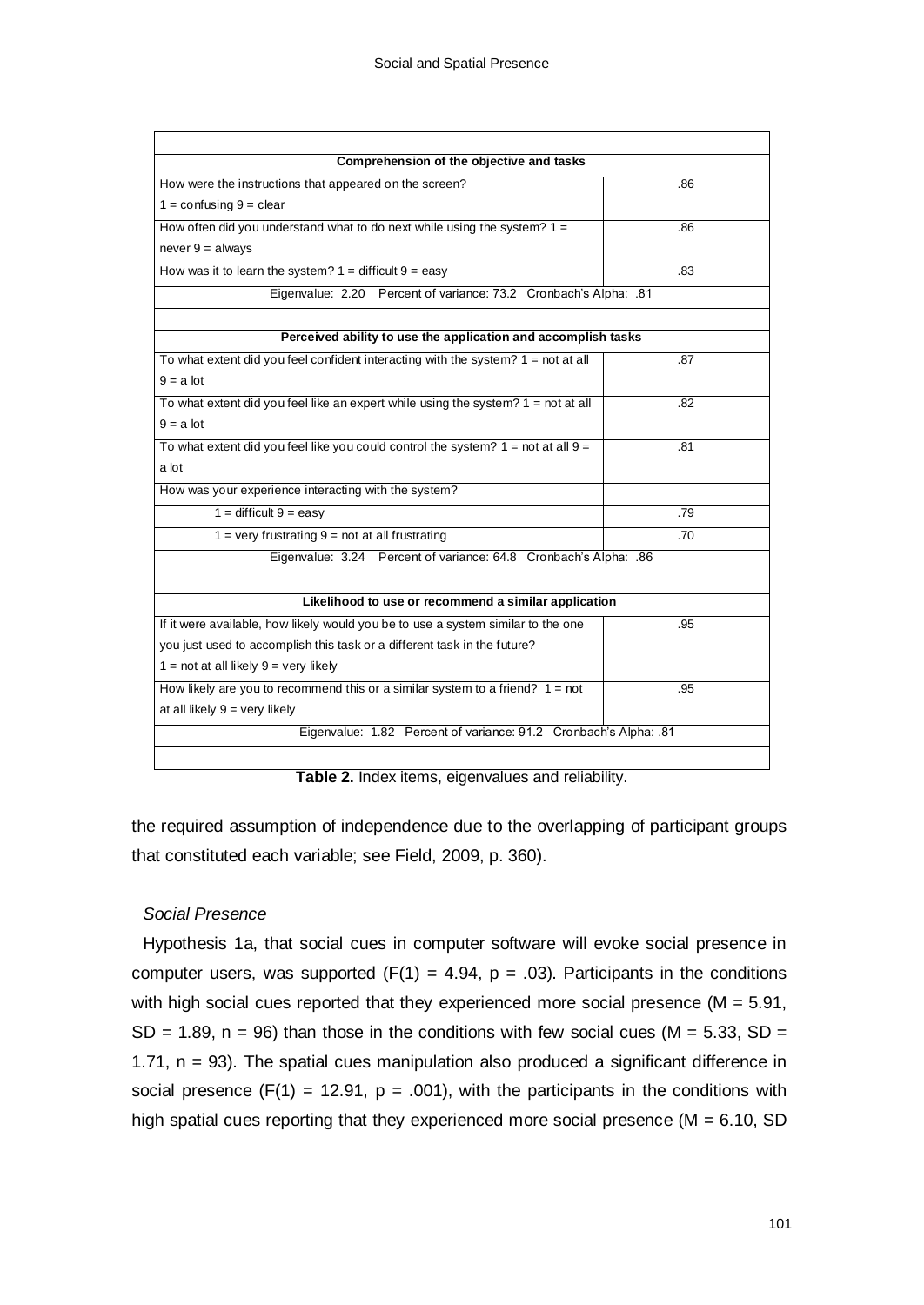| | |
|---|---|
| **Comprehension of the objective and tasks** | |
| How were the instructions that appeared on the screen? 1 = confusing 9 = clear | .86 |
| How often did you understand what to do next while using the system? 1 = never 9 = always | .86 |
| How was it to learn the system? 1 = difficult 9 = easy | .83 |
| Eigenvalue: 2.20 Percent of variance: 73.2 Cronbach's Alpha: .81 | |
| **Perceived ability to use the application and accomplish tasks** | |
| To what extent did you feel confident interacting with the system? 1 = not at all 9 = a lot | .87 |
| To what extent did you feel like an expert while using the system? 1 = not at all 9 = a lot | .82 |
| To what extent did you feel like you could control the system? 1 = not at all 9 = a lot | .81 |
| How was your experience interacting with the system? | |
| 1 = difficult 9 = easy | .79 |
| 1 = very frustrating 9 = not at all frustrating | .70 |
| Eigenvalue: 3.24 Percent of variance: 64.8 Cronbach's Alpha: .86 | |
| **Likelihood to use or recommend a similar application** | |
| If it were available, how likely would you be to use a system similar to the one you just used to accomplish this task or a different task in the future? 1 = not at all likely 9 = very likely | .95 |
| How likely are you to recommend this or a similar system to a friend? 1 = not at all likely 9 = very likely | .95 |
| Eigenvalue: 1.82 Percent of variance: 91.2 Cronbach's Alpha: .81 | |

**Table 2.** Index items, eigenvalues and reliability.

the required assumption of independence due to the overlapping of participant groups that constituted each variable; see Field, 2009, p. 360).

### *Social Presence*

Hypothesis 1a, that social cues in computer software will evoke social presence in computer users, was supported ($F(1) = 4.94$, $p = .03$). Participants in the conditions with high social cues reported that they experienced more social presence ($M = 5.91$, $SD = 1.89$, $n = 96$) than those in the conditions with few social cues ($M = 5.33$, $SD = 1.71$, $n = 93$). The spatial cues manipulation also produced a significant difference in social presence ($F(1) = 12.91$, $p = .001$), with the participants in the conditions with high spatial cues reporting that they experienced more social presence ($M = 6.10$, SD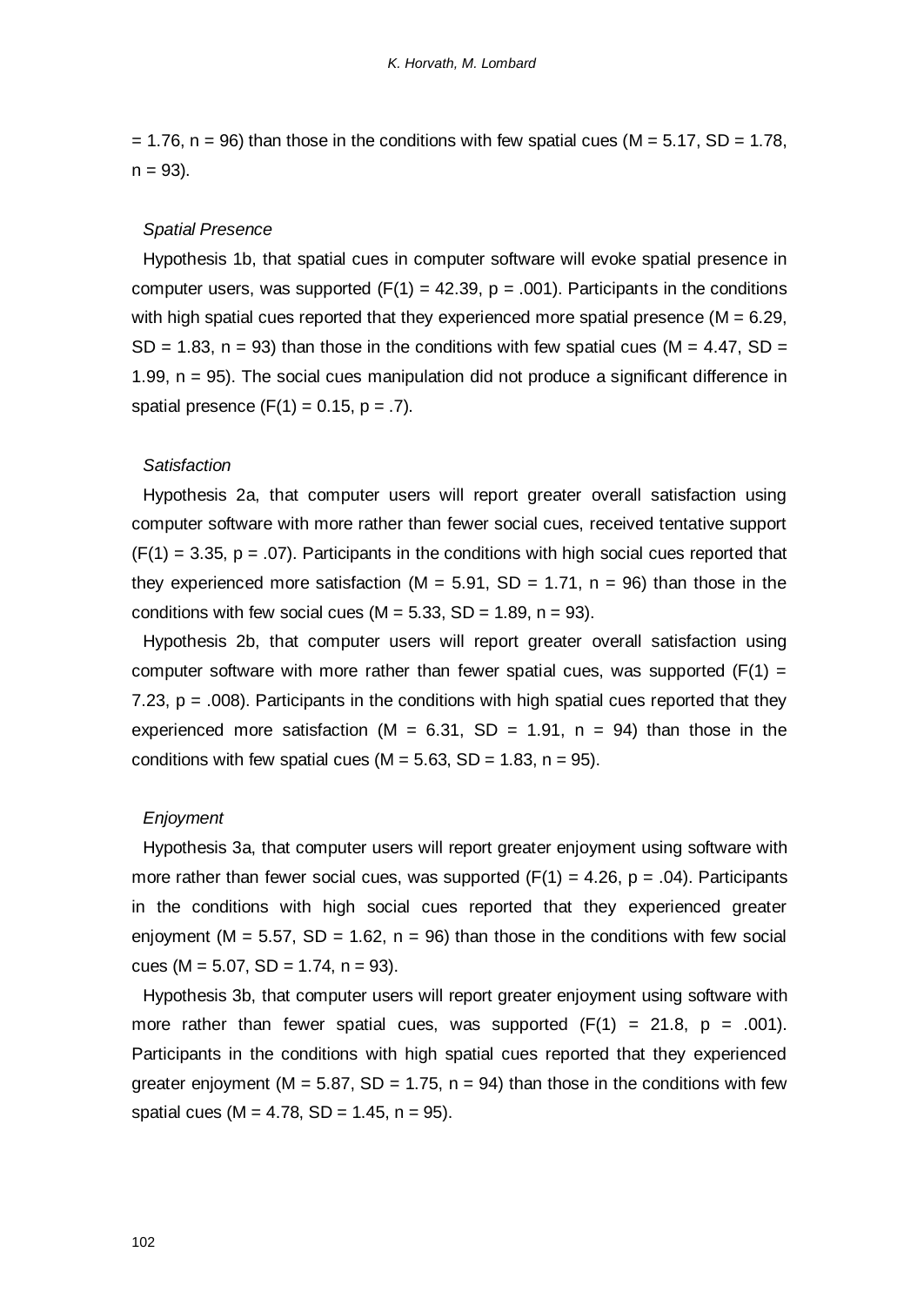= 1.76, n = 96) than those in the conditions with few spatial cues (M = 5.17, SD = 1.78, n = 93).

*Spatial Presence*

Hypothesis 1b, that spatial cues in computer software will evoke spatial presence in computer users, was supported ($F(1) = 42.39$, $p = .001$). Participants in the conditions with high spatial cues reported that they experienced more spatial presence (M = 6.29, SD = 1.83, n = 93) than those in the conditions with few spatial cues (M = 4.47, SD = 1.99, n = 95). The social cues manipulation did not produce a significant difference in spatial presence ($F(1) = 0.15$, $p = .7$).

*Satisfaction*

Hypothesis 2a, that computer users will report greater overall satisfaction using computer software with more rather than fewer social cues, received tentative support ($F(1) = 3.35$, $p = .07$). Participants in the conditions with high social cues reported that they experienced more satisfaction (M = 5.91, SD = 1.71, n = 96) than those in the conditions with few social cues (M = 5.33, SD = 1.89, n = 93).

Hypothesis 2b, that computer users will report greater overall satisfaction using computer software with more rather than fewer spatial cues, was supported ($F(1) = 7.23$, $p = .008$). Participants in the conditions with high spatial cues reported that they experienced more satisfaction (M = 6.31, SD = 1.91, n = 94) than those in the conditions with few spatial cues (M = 5.63, SD = 1.83, n = 95).

*Enjoyment*

Hypothesis 3a, that computer users will report greater enjoyment using software with more rather than fewer social cues, was supported ($F(1) = 4.26$, $p = .04$). Participants in the conditions with high social cues reported that they experienced greater enjoyment (M = 5.57, SD = 1.62, n = 96) than those in the conditions with few social cues (M = 5.07, SD = 1.74, n = 93).

Hypothesis 3b, that computer users will report greater enjoyment using software with more rather than fewer spatial cues, was supported ($F(1) = 21.8$, $p = .001$). Participants in the conditions with high spatial cues reported that they experienced greater enjoyment (M = 5.87, SD = 1.75, n = 94) than those in the conditions with few spatial cues (M = 4.78, SD = 1.45, n = 95).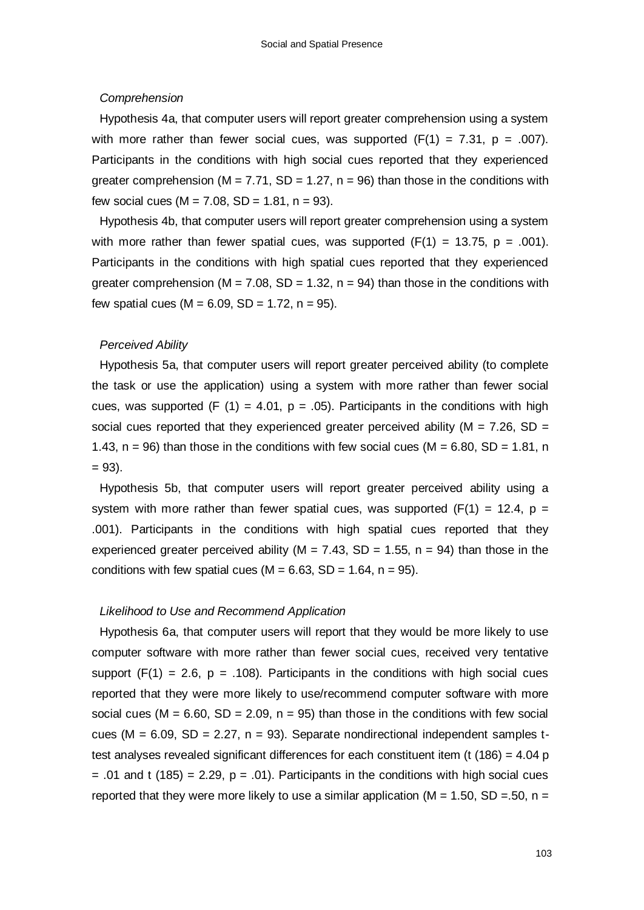*Comprehension*

Hypothesis 4a, that computer users will report greater comprehension using a system with more rather than fewer social cues, was supported ($F(1) = 7.31$, $p = .007$). Participants in the conditions with high social cues reported that they experienced greater comprehension ($M = 7.71$, $SD = 1.27$, $n = 96$) than those in the conditions with few social cues ($M = 7.08$, $SD = 1.81$, $n = 93$).

Hypothesis 4b, that computer users will report greater comprehension using a system with more rather than fewer spatial cues, was supported ($F(1) = 13.75$, $p = .001$). Participants in the conditions with high spatial cues reported that they experienced greater comprehension ($M = 7.08$, $SD = 1.32$, $n = 94$) than those in the conditions with few spatial cues ($M = 6.09$, $SD = 1.72$, $n = 95$).

*Perceived Ability*

Hypothesis 5a, that computer users will report greater perceived ability (to complete the task or use the application) using a system with more rather than fewer social cues, was supported ($F(1) = 4.01$, $p = .05$). Participants in the conditions with high social cues reported that they experienced greater perceived ability ($M = 7.26$, $SD = 1.43$, $n = 96$) than those in the conditions with few social cues ($M = 6.80$, $SD = 1.81$, $n = 93$).

Hypothesis 5b, that computer users will report greater perceived ability using a system with more rather than fewer spatial cues, was supported ($F(1) = 12.4$, $p = .001$). Participants in the conditions with high spatial cues reported that they experienced greater perceived ability ($M = 7.43$, $SD = 1.55$, $n = 94$) than those in the conditions with few spatial cues ($M = 6.63$, $SD = 1.64$, $n = 95$).

*Likelihood to Use and Recommend Application*

Hypothesis 6a, that computer users will report that they would be more likely to use computer software with more rather than fewer social cues, received very tentative support ($F(1) = 2.6$, $p = .108$). Participants in the conditions with high social cues reported that they were more likely to use/recommend computer software with more social cues ($M = 6.60$, $SD = 2.09$, $n = 95$) than those in the conditions with few social cues ($M = 6.09$, $SD = 2.27$, $n = 93$). Separate nondirectional independent samples t-test analyses revealed significant differences for each constituent item ($t(186) = 4.04$ $p = .01$ and $t(185) = 2.29$, $p = .01$). Participants in the conditions with high social cues reported that they were more likely to use a similar application ($M = 1.50$, $SD = .50$, $n =$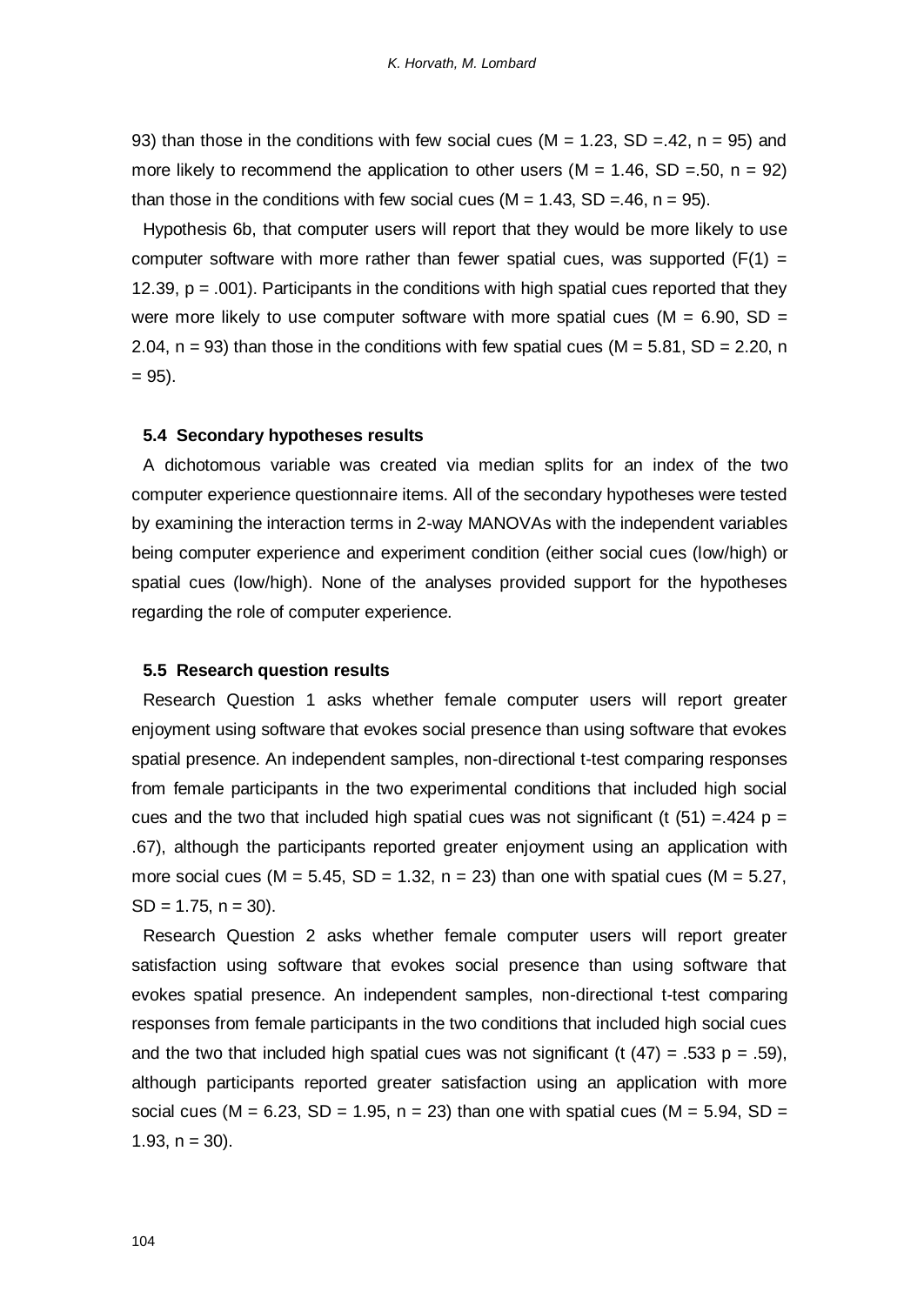93) than those in the conditions with few social cues ($M = 1.23$, $SD = .42$, $n = 95$) and more likely to recommend the application to other users ($M = 1.46$, $SD = .50$, $n = 92$) than those in the conditions with few social cues ($M = 1.43$, $SD = .46$, $n = 95$).

Hypothesis 6b, that computer users will report that they would be more likely to use computer software with more rather than fewer spatial cues, was supported ($F(1) = 12.39$, $p = .001$). Participants in the conditions with high spatial cues reported that they were more likely to use computer software with more spatial cues ($M = 6.90$, $SD = 2.04$, $n = 93$) than those in the conditions with few spatial cues ($M = 5.81$, $SD = 2.20$, $n = 95$).

### 5.4 Secondary hypotheses results

A dichotomous variable was created via median splits for an index of the two computer experience questionnaire items. All of the secondary hypotheses were tested by examining the interaction terms in 2-way MANOVAs with the independent variables being computer experience and experiment condition (either social cues (low/high) or spatial cues (low/high). None of the analyses provided support for the hypotheses regarding the role of computer experience.

### 5.5 Research question results

Research Question 1 asks whether female computer users will report greater enjoyment using software that evokes social presence than using software that evokes spatial presence. An independent samples, non-directional t-test comparing responses from female participants in the two experimental conditions that included high social cues and the two that included high spatial cues was not significant ($t(51) = .424$ $p = .67$), although the participants reported greater enjoyment using an application with more social cues ($M = 5.45$, $SD = 1.32$, $n = 23$) than one with spatial cues ($M = 5.27$, $SD = 1.75$, $n = 30$).

Research Question 2 asks whether female computer users will report greater satisfaction using software that evokes social presence than using software that evokes spatial presence. An independent samples, non-directional t-test comparing responses from female participants in the two conditions that included high social cues and the two that included high spatial cues was not significant ($t(47) = .533$ $p = .59$), although participants reported greater satisfaction using an application with more social cues ($M = 6.23$, $SD = 1.95$, $n = 23$) than one with spatial cues ($M = 5.94$, $SD = 1.93$, $n = 30$).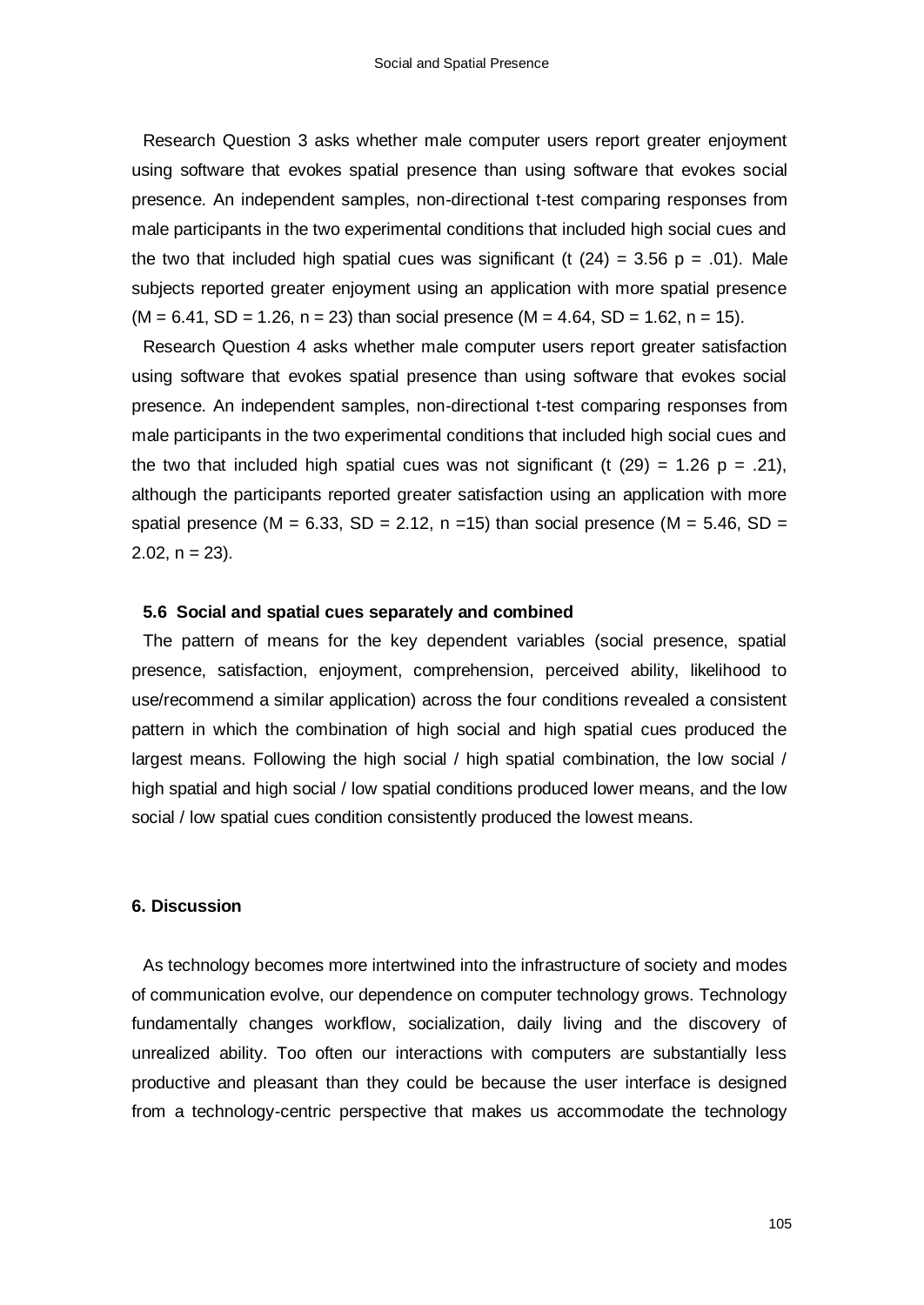Research Question 3 asks whether male computer users report greater enjoyment using software that evokes spatial presence than using software that evokes social presence. An independent samples, non-directional t-test comparing responses from male participants in the two experimental conditions that included high social cues and the two that included high spatial cues was significant ($t(24) = 3.56$ $p = .01$). Male subjects reported greater enjoyment using an application with more spatial presence ($M = 6.41$, $SD = 1.26$, $n = 23$) than social presence ($M = 4.64$, $SD = 1.62$, $n = 15$).

Research Question 4 asks whether male computer users report greater satisfaction using software that evokes spatial presence than using software that evokes social presence. An independent samples, non-directional t-test comparing responses from male participants in the two experimental conditions that included high social cues and the two that included high spatial cues was not significant ($t(29) = 1.26$ $p = .21$), although the participants reported greater satisfaction using an application with more spatial presence ($M = 6.33$, $SD = 2.12$, $n = 15$) than social presence ($M = 5.46$, $SD = 2.02$, $n = 23$).

### 5.6 Social and spatial cues separately and combined

The pattern of means for the key dependent variables (social presence, spatial presence, satisfaction, enjoyment, comprehension, perceived ability, likelihood to use/recommend a similar application) across the four conditions revealed a consistent pattern in which the combination of high social and high spatial cues produced the largest means. Following the high social / high spatial combination, the low social / high spatial and high social / low spatial conditions produced lower means, and the low social / low spatial cues condition consistently produced the lowest means.

## 6. Discussion

As technology becomes more intertwined into the infrastructure of society and modes of communication evolve, our dependence on computer technology grows. Technology fundamentally changes workflow, socialization, daily living and the discovery of unrealized ability. Too often our interactions with computers are substantially less productive and pleasant than they could be because the user interface is designed from a technology-centric perspective that makes us accommodate the technology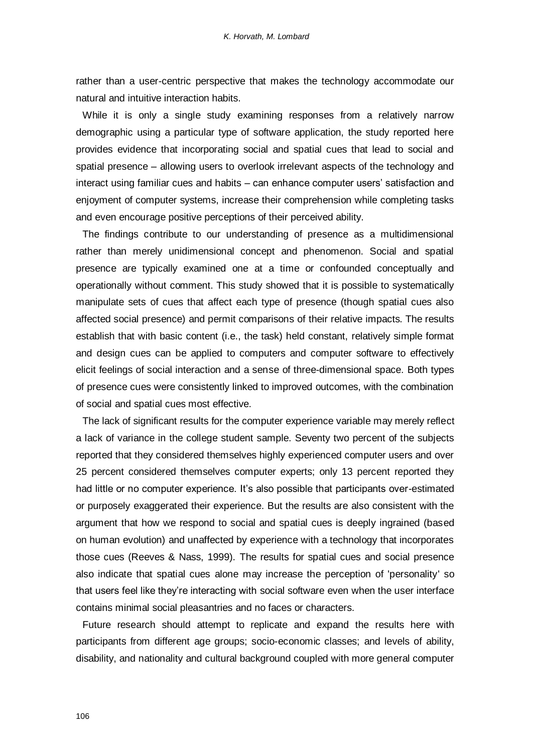rather than a user-centric perspective that makes the technology accommodate our natural and intuitive interaction habits.

While it is only a single study examining responses from a relatively narrow demographic using a particular type of software application, the study reported here provides evidence that incorporating social and spatial cues that lead to social and spatial presence – allowing users to overlook irrelevant aspects of the technology and interact using familiar cues and habits – can enhance computer users' satisfaction and enjoyment of computer systems, increase their comprehension while completing tasks and even encourage positive perceptions of their perceived ability.

The findings contribute to our understanding of presence as a multidimensional rather than merely unidimensional concept and phenomenon. Social and spatial presence are typically examined one at a time or confounded conceptually and operationally without comment. This study showed that it is possible to systematically manipulate sets of cues that affect each type of presence (though spatial cues also affected social presence) and permit comparisons of their relative impacts. The results establish that with basic content (i.e., the task) held constant, relatively simple format and design cues can be applied to computers and computer software to effectively elicit feelings of social interaction and a sense of three-dimensional space. Both types of presence cues were consistently linked to improved outcomes, with the combination of social and spatial cues most effective.

The lack of significant results for the computer experience variable may merely reflect a lack of variance in the college student sample. Seventy two percent of the subjects reported that they considered themselves highly experienced computer users and over 25 percent considered themselves computer experts; only 13 percent reported they had little or no computer experience. It's also possible that participants over-estimated or purposely exaggerated their experience. But the results are also consistent with the argument that how we respond to social and spatial cues is deeply ingrained (based on human evolution) and unaffected by experience with a technology that incorporates those cues (Reeves & Nass, 1999). The results for spatial cues and social presence also indicate that spatial cues alone may increase the perception of 'personality' so that users feel like they're interacting with social software even when the user interface contains minimal social pleasantries and no faces or characters.

Future research should attempt to replicate and expand the results here with participants from different age groups; socio-economic classes; and levels of ability, disability, and nationality and cultural background coupled with more general computer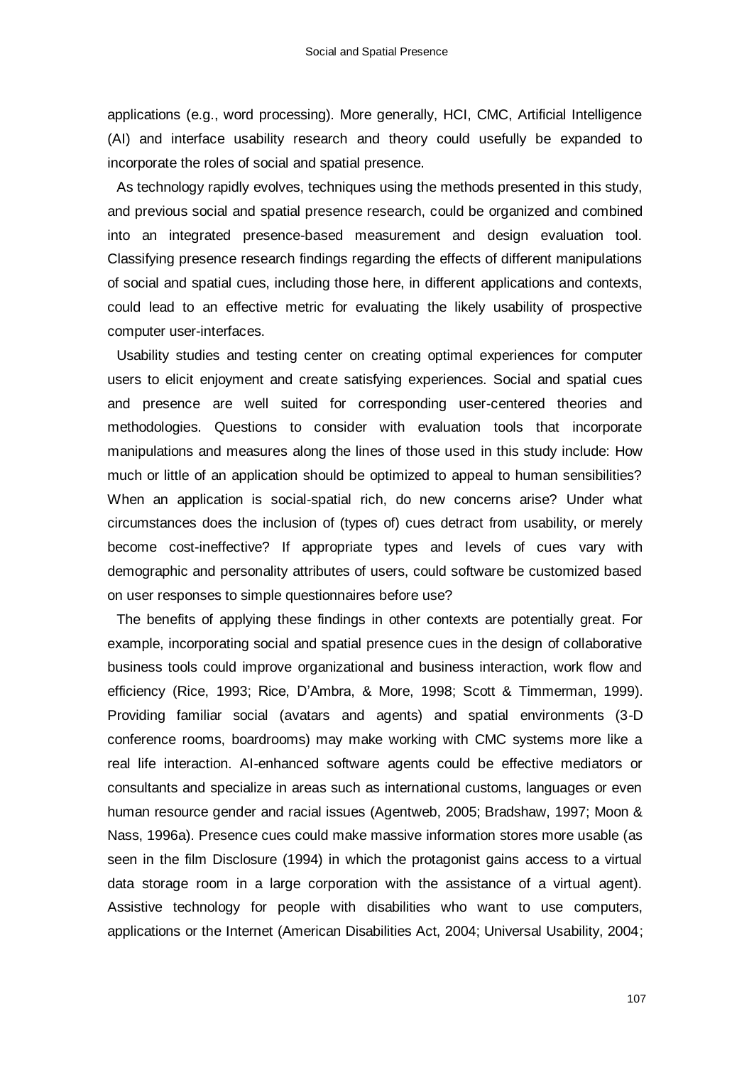applications (e.g., word processing). More generally, HCI, CMC, Artificial Intelligence (AI) and interface usability research and theory could usefully be expanded to incorporate the roles of social and spatial presence.

As technology rapidly evolves, techniques using the methods presented in this study, and previous social and spatial presence research, could be organized and combined into an integrated presence-based measurement and design evaluation tool. Classifying presence research findings regarding the effects of different manipulations of social and spatial cues, including those here, in different applications and contexts, could lead to an effective metric for evaluating the likely usability of prospective computer user-interfaces.

Usability studies and testing center on creating optimal experiences for computer users to elicit enjoyment and create satisfying experiences. Social and spatial cues and presence are well suited for corresponding user-centered theories and methodologies. Questions to consider with evaluation tools that incorporate manipulations and measures along the lines of those used in this study include: How much or little of an application should be optimized to appeal to human sensibilities? When an application is social-spatial rich, do new concerns arise? Under what circumstances does the inclusion of (types of) cues detract from usability, or merely become cost-ineffective? If appropriate types and levels of cues vary with demographic and personality attributes of users, could software be customized based on user responses to simple questionnaires before use?

The benefits of applying these findings in other contexts are potentially great. For example, incorporating social and spatial presence cues in the design of collaborative business tools could improve organizational and business interaction, work flow and efficiency (Rice, 1993; Rice, D'Ambra, & More, 1998; Scott & Timmerman, 1999). Providing familiar social (avatars and agents) and spatial environments (3-D conference rooms, boardrooms) may make working with CMC systems more like a real life interaction. AI-enhanced software agents could be effective mediators or consultants and specialize in areas such as international customs, languages or even human resource gender and racial issues (Agentweb, 2005; Bradshaw, 1997; Moon & Nass, 1996a). Presence cues could make massive information stores more usable (as seen in the film Disclosure (1994) in which the protagonist gains access to a virtual data storage room in a large corporation with the assistance of a virtual agent). Assistive technology for people with disabilities who want to use computers, applications or the Internet (American Disabilities Act, 2004; Universal Usability, 2004;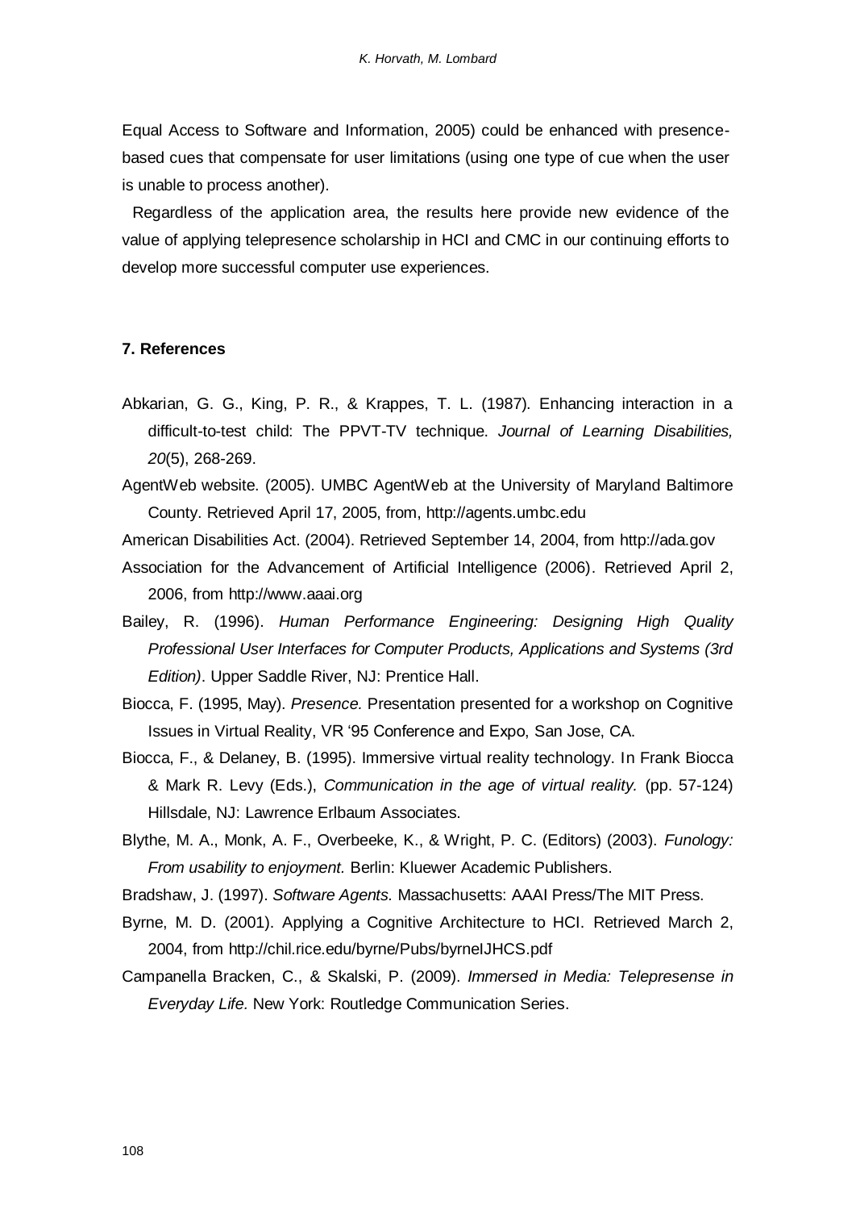Equal Access to Software and Information, 2005) could be enhanced with presence-based cues that compensate for user limitations (using one type of cue when the user is unable to process another).

Regardless of the application area, the results here provide new evidence of the value of applying telepresence scholarship in HCI and CMC in our continuing efforts to develop more successful computer use experiences.

## 7. References

Abkarian, G. G., King, P. R., & Krappes, T. L. (1987). Enhancing interaction in a difficult-to-test child: The PPVT-TV technique. *Journal of Learning Disabilities, 20*(5), 268-269.

AgentWeb website. (2005). UMBC AgentWeb at the University of Maryland Baltimore County. Retrieved April 17, 2005, from, http://agents.umbc.edu

American Disabilities Act. (2004). Retrieved September 14, 2004, from http://ada.gov

Association for the Advancement of Artificial Intelligence (2006). Retrieved April 2, 2006, from http://www.aaai.org

Bailey, R. (1996). *Human Performance Engineering: Designing High Quality Professional User Interfaces for Computer Products, Applications and Systems (3rd Edition)*. Upper Saddle River, NJ: Prentice Hall.

Biocca, F. (1995, May). *Presence.* Presentation presented for a workshop on Cognitive Issues in Virtual Reality, VR '95 Conference and Expo, San Jose, CA.

Biocca, F., & Delaney, B. (1995). Immersive virtual reality technology. In Frank Biocca & Mark R. Levy (Eds.), *Communication in the age of virtual reality.* (pp. 57-124) Hillsdale, NJ: Lawrence Erlbaum Associates.

Blythe, M. A., Monk, A. F., Overbeeke, K., & Wright, P. C. (Editors) (2003). *Funology: From usability to enjoyment.* Berlin: Kluewer Academic Publishers.

Bradshaw, J. (1997). *Software Agents.* Massachusetts: AAAI Press/The MIT Press.

Byrne, M. D. (2001). Applying a Cognitive Architecture to HCI. Retrieved March 2, 2004, from http://chil.rice.edu/byrne/Pubs/byrneIJHCS.pdf

Campanella Bracken, C., & Skalski, P. (2009). *Immersed in Media: Telepresense in Everyday Life.* New York: Routledge Communication Series.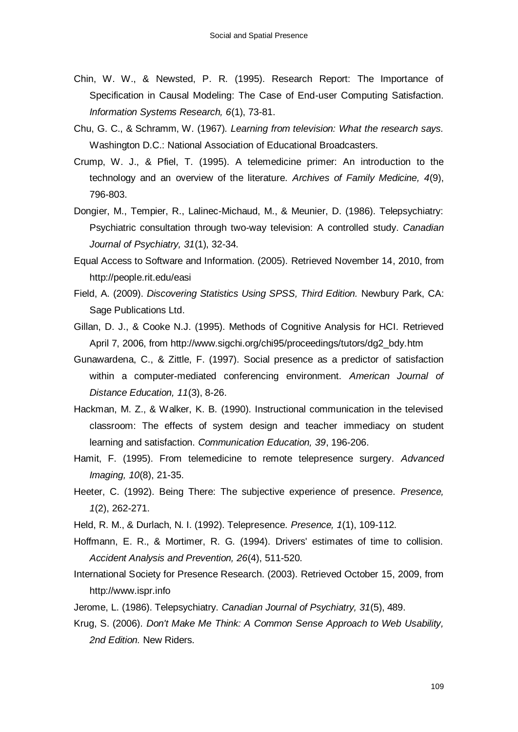Chin, W. W., & Newsted, P. R. (1995). Research Report: The Importance of Specification in Causal Modeling: The Case of End-user Computing Satisfaction. *Information Systems Research, 6*(1), 73-81.

Chu, G. C., & Schramm, W. (1967). *Learning from television: What the research says.* Washington D.C.: National Association of Educational Broadcasters.

Crump, W. J., & Pfiel, T. (1995). A telemedicine primer: An introduction to the technology and an overview of the literature. *Archives of Family Medicine, 4*(9), 796-803.

Dongier, M., Tempier, R., Lalinec-Michaud, M., & Meunier, D. (1986). Telepsychiatry: Psychiatric consultation through two-way television: A controlled study. *Canadian Journal of Psychiatry, 31*(1), 32-34.

Equal Access to Software and Information. (2005). Retrieved November 14, 2010, from http://people.rit.edu/easi

Field, A. (2009). *Discovering Statistics Using SPSS, Third Edition.* Newbury Park, CA: Sage Publications Ltd.

Gillan, D. J., & Cooke N.J. (1995). Methods of Cognitive Analysis for HCI. Retrieved April 7, 2006, from http://www.sigchi.org/chi95/proceedings/tutors/dg2_bdy.htm

Gunawardena, C., & Zittle, F. (1997). Social presence as a predictor of satisfaction within a computer-mediated conferencing environment. *American Journal of Distance Education, 11*(3), 8-26.

Hackman, M. Z., & Walker, K. B. (1990). Instructional communication in the televised classroom: The effects of system design and teacher immediacy on student learning and satisfaction. *Communication Education, 39*, 196-206.

Hamit, F. (1995). From telemedicine to remote telepresence surgery. *Advanced Imaging, 10*(8), 21-35.

Heeter, C. (1992). Being There: The subjective experience of presence. *Presence, 1*(2), 262-271.

Held, R. M., & Durlach, N. I. (1992). Telepresence. *Presence, 1*(1), 109-112.

Hoffmann, E. R., & Mortimer, R. G. (1994). Drivers' estimates of time to collision. *Accident Analysis and Prevention, 26*(4), 511-520.

International Society for Presence Research. (2003). Retrieved October 15, 2009, from http://www.ispr.info

Jerome, L. (1986). Telepsychiatry. *Canadian Journal of Psychiatry, 31*(5), 489.

Krug, S. (2006). *Don't Make Me Think: A Common Sense Approach to Web Usability, 2nd Edition.* New Riders.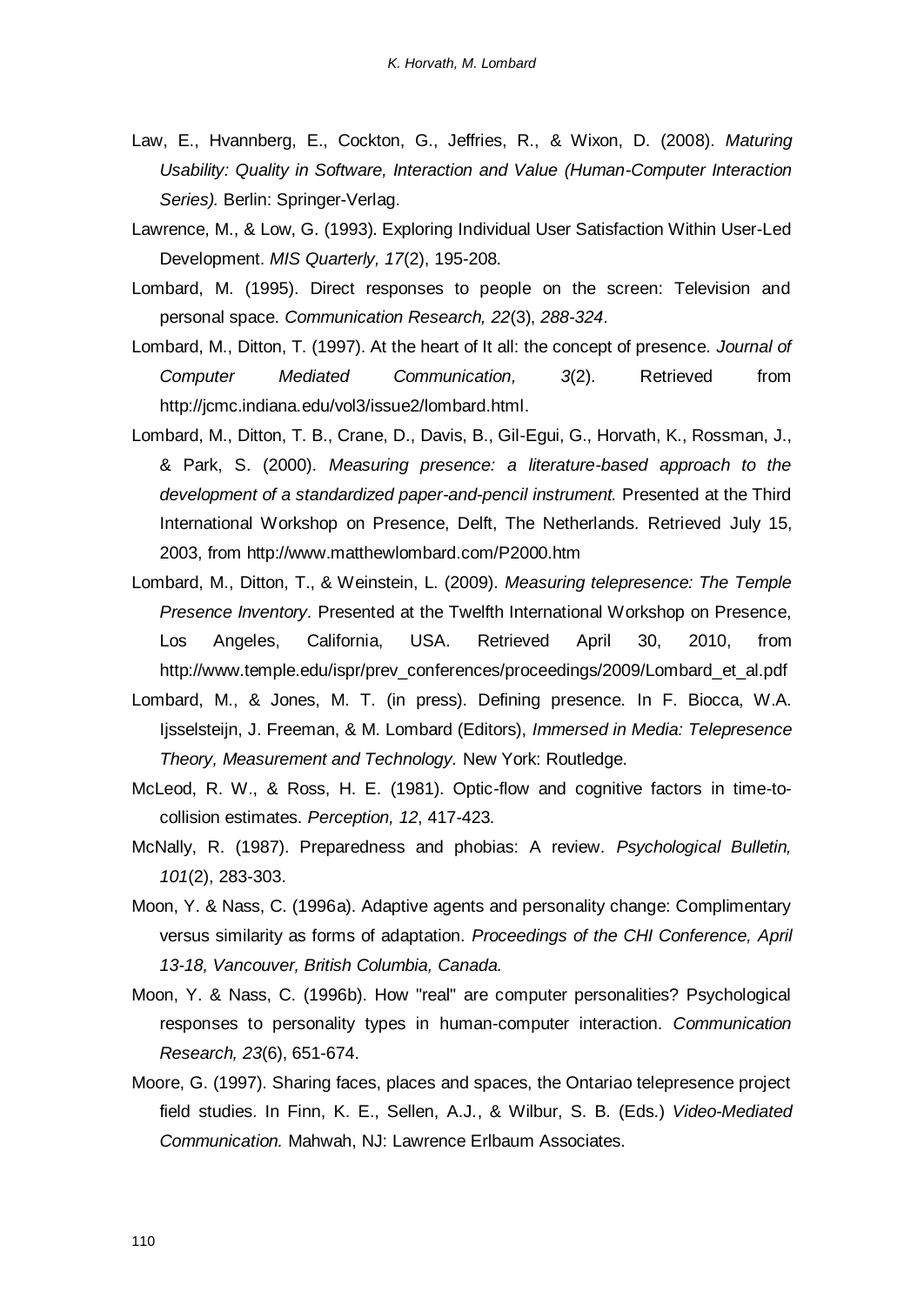Law, E., Hvannberg, E., Cockton, G., Jeffries, R., & Wixon, D. (2008). *Maturing Usability: Quality in Software, Interaction and Value (Human-Computer Interaction Series).* Berlin: Springer-Verlag.

Lawrence, M., & Low, G. (1993). Exploring Individual User Satisfaction Within User-Led Development. *MIS Quarterly, 17*(2), 195-208.

Lombard, M. (1995). Direct responses to people on the screen: Television and personal space. *Communication Research, 22*(3), *288-324*.

Lombard, M., Ditton, T. (1997). At the heart of It all: the concept of presence. *Journal of Computer Mediated Communication, 3*(2). Retrieved from http://jcmc.indiana.edu/vol3/issue2/lombard.html.

Lombard, M., Ditton, T. B., Crane, D., Davis, B., Gil-Egui, G., Horvath, K., Rossman, J., & Park, S. (2000). *Measuring presence: a literature-based approach to the development of a standardized paper-and-pencil instrument.* Presented at the Third International Workshop on Presence, Delft, The Netherlands. Retrieved July 15, 2003, from http://www.matthewlombard.com/P2000.htm

Lombard, M., Ditton, T., & Weinstein, L. (2009). *Measuring telepresence: The Temple Presence Inventory*. Presented at the Twelfth International Workshop on Presence, Los Angeles, California, USA. Retrieved April 30, 2010, from http://www.temple.edu/ispr/prev_conferences/proceedings/2009/Lombard_et_al.pdf

Lombard, M., & Jones, M. T. (in press). Defining presence. In F. Biocca, W.A. Ijsselsteijn, J. Freeman, & M. Lombard (Editors), *Immersed in Media: Telepresence Theory, Measurement and Technology.* New York: Routledge.

McLeod, R. W., & Ross, H. E. (1981). Optic-flow and cognitive factors in time-to-collision estimates. *Perception, 12*, 417-423.

McNally, R. (1987). Preparedness and phobias: A review. *Psychological Bulletin, 101*(2), 283-303.

Moon, Y. & Nass, C. (1996a). Adaptive agents and personality change: Complimentary versus similarity as forms of adaptation. *Proceedings of the CHI Conference, April 13-18, Vancouver, British Columbia, Canada.*

Moon, Y. & Nass, C. (1996b). How "real" are computer personalities? Psychological responses to personality types in human-computer interaction. *Communication Research, 23*(6), 651-674.

Moore, G. (1997). Sharing faces, places and spaces, the Ontariao telepresence project field studies. In Finn, K. E., Sellen, A.J., & Wilbur, S. B. (Eds.) *Video-Mediated Communication.* Mahwah, NJ: Lawrence Erlbaum Associates.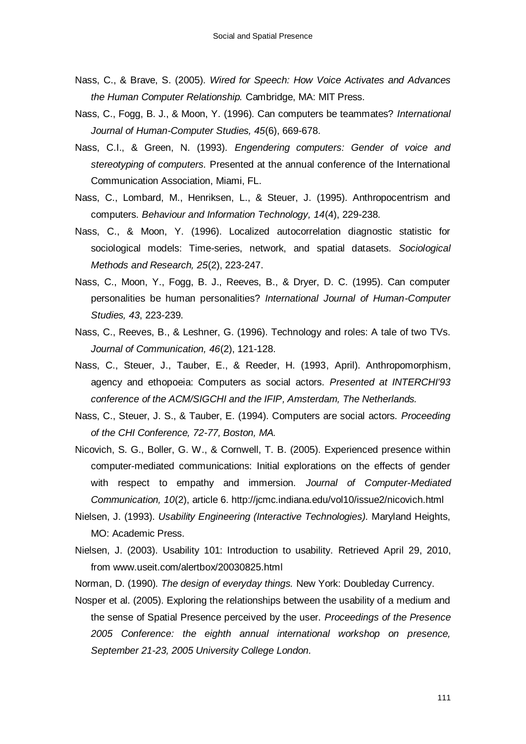Nass, C., & Brave, S. (2005). *Wired for Speech: How Voice Activates and Advances the Human Computer Relationship.* Cambridge, MA: MIT Press.

Nass, C., Fogg, B. J., & Moon, Y. (1996). Can computers be teammates? *International Journal of Human-Computer Studies, 45*(6), 669-678.

Nass, C.I., & Green, N. (1993). *Engendering computers: Gender of voice and stereotyping of computers.* Presented at the annual conference of the International Communication Association, Miami, FL.

Nass, C., Lombard, M., Henriksen, L., & Steuer, J. (1995). Anthropocentrism and computers. *Behaviour and Information Technology, 14*(4), 229-238.

Nass, C., & Moon, Y. (1996). Localized autocorrelation diagnostic statistic for sociological models: Time-series, network, and spatial datasets. *Sociological Methods and Research, 25*(2), 223-247.

Nass, C., Moon, Y., Fogg, B. J., Reeves, B., & Dryer, D. C. (1995). Can computer personalities be human personalities? *International Journal of Human-Computer Studies, 43*, 223-239.

Nass, C., Reeves, B., & Leshner, G. (1996). Technology and roles: A tale of two TVs. *Journal of Communication, 46*(2), 121-128.

Nass, C., Steuer, J., Tauber, E., & Reeder, H. (1993, April). Anthropomorphism, agency and ethopoeia: Computers as social actors. *Presented at INTERCHI'93 conference of the ACM/SIGCHI and the IFIP, Amsterdam, The Netherlands.*

Nass, C., Steuer, J. S., & Tauber, E. (1994). Computers are social actors. *Proceeding of the CHI Conference, 72-77, Boston, MA.*

Nicovich, S. G., Boller, G. W., & Cornwell, T. B. (2005). Experienced presence within computer-mediated communications: Initial explorations on the effects of gender with respect to empathy and immersion. *Journal of Computer-Mediated Communication, 10*(2), article 6. http://jcmc.indiana.edu/vol10/issue2/nicovich.html

Nielsen, J. (1993). *Usability Engineering (Interactive Technologies).* Maryland Heights, MO: Academic Press.

Nielsen, J. (2003). Usability 101: Introduction to usability. Retrieved April 29, 2010, from www.useit.com/alertbox/20030825.html

Norman, D. (1990). *The design of everyday things.* New York: Doubleday Currency.

Nosper et al. (2005). Exploring the relationships between the usability of a medium and the sense of Spatial Presence perceived by the user. *Proceedings of the Presence 2005 Conference: the eighth annual international workshop on presence, September 21-23, 2005 University College London.*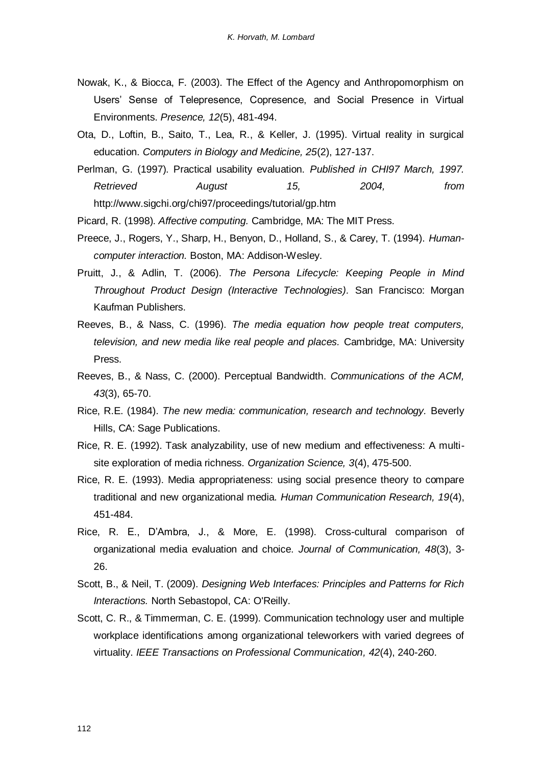Nowak, K., & Biocca, F. (2003). The Effect of the Agency and Anthropomorphism on Users' Sense of Telepresence, Copresence, and Social Presence in Virtual Environments. *Presence, 12*(5), 481-494.

Ota, D., Loftin, B., Saito, T., Lea, R., & Keller, J. (1995). Virtual reality in surgical education. *Computers in Biology and Medicine, 25*(2), 127-137.

Perlman, G. (1997). Practical usability evaluation. *Published in CHI97 March, 1997. Retrieved August 15, 2004, from* http://www.sigchi.org/chi97/proceedings/tutorial/gp.htm

Picard, R. (1998). *Affective computing.* Cambridge, MA: The MIT Press.

Preece, J., Rogers, Y., Sharp, H., Benyon, D., Holland, S., & Carey, T. (1994). *Human-computer interaction.* Boston, MA: Addison-Wesley.

Pruitt, J., & Adlin, T. (2006). *The Persona Lifecycle: Keeping People in Mind Throughout Product Design (Interactive Technologies).* San Francisco: Morgan Kaufman Publishers.

Reeves, B., & Nass, C. (1996). *The media equation how people treat computers, television, and new media like real people and places.* Cambridge, MA: University Press.

Reeves, B., & Nass, C. (2000). Perceptual Bandwidth. *Communications of the ACM, 43*(3), 65-70.

Rice, R.E. (1984). *The new media: communication, research and technology.* Beverly Hills, CA: Sage Publications.

Rice, R. E. (1992). Task analyzability, use of new medium and effectiveness: A multi-site exploration of media richness. *Organization Science, 3*(4), 475-500.

Rice, R. E. (1993). Media appropriateness: using social presence theory to compare traditional and new organizational media. *Human Communication Research, 19*(4), 451-484.

Rice, R. E., D'Ambra, J., & More, E. (1998). Cross-cultural comparison of organizational media evaluation and choice. *Journal of Communication, 48*(3), 3-26.

Scott, B., & Neil, T. (2009). *Designing Web Interfaces: Principles and Patterns for Rich Interactions.* North Sebastopol, CA: O'Reilly.

Scott, C. R., & Timmerman, C. E. (1999). Communication technology user and multiple workplace identifications among organizational teleworkers with varied degrees of virtuality. *IEEE Transactions on Professional Communication, 42*(4), 240-260.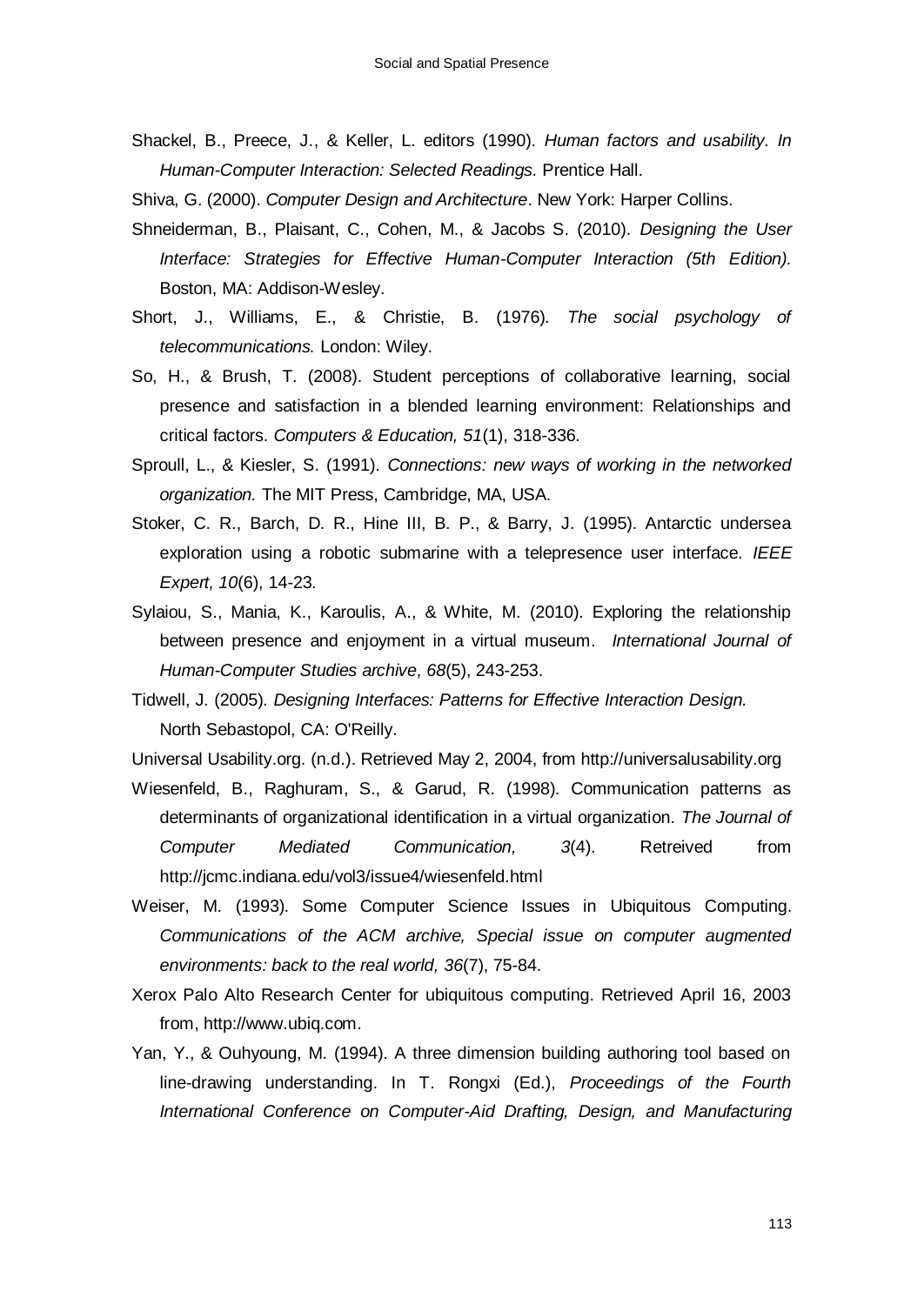Shackel, B., Preece, J., & Keller, L. editors (1990). *Human factors and usability. In Human-Computer Interaction: Selected Readings.* Prentice Hall.

Shiva, G. (2000). *Computer Design and Architecture*. New York: Harper Collins.

Shneiderman, B., Plaisant, C., Cohen, M., & Jacobs S. (2010). *Designing the User Interface: Strategies for Effective Human-Computer Interaction (5th Edition).* Boston, MA: Addison-Wesley.

Short, J., Williams, E., & Christie, B. (1976). *The social psychology of telecommunications.* London: Wiley.

So, H., & Brush, T. (2008). Student perceptions of collaborative learning, social presence and satisfaction in a blended learning environment: Relationships and critical factors. *Computers & Education, 51*(1), 318-336.

Sproull, L., & Kiesler, S. (1991). *Connections: new ways of working in the networked organization.* The MIT Press, Cambridge, MA, USA.

Stoker, C. R., Barch, D. R., Hine III, B. P., & Barry, J. (1995). Antarctic undersea exploration using a robotic submarine with a telepresence user interface. *IEEE Expert, 10*(6), 14-23.

Sylaiou, S., Mania, K., Karoulis, A., & White, M. (2010). Exploring the relationship between presence and enjoyment in a virtual museum. *International Journal of Human-Computer Studies archive, 68*(5), 243-253.

Tidwell, J. (2005). *Designing Interfaces: Patterns for Effective Interaction Design.* North Sebastopol, CA: O'Reilly.

Universal Usability.org. (n.d.). Retrieved May 2, 2004, from http://universalusability.org

Wiesenfeld, B., Raghuram, S., & Garud, R. (1998). Communication patterns as determinants of organizational identification in a virtual organization. *The Journal of Computer Mediated Communication, 3*(4). Retreived from http://jcmc.indiana.edu/vol3/issue4/wiesenfeld.html

Weiser, M. (1993). Some Computer Science Issues in Ubiquitous Computing. *Communications of the ACM archive, Special issue on computer augmented environments: back to the real world, 36*(7), 75-84.

Xerox Palo Alto Research Center for ubiquitous computing. Retrieved April 16, 2003 from, http://www.ubiq.com.

Yan, Y., & Ouhyoung, M. (1994). A three dimension building authoring tool based on line-drawing understanding. In T. Rongxi (Ed.), *Proceedings of the Fourth International Conference on Computer-Aid Drafting, Design, and Manufacturing*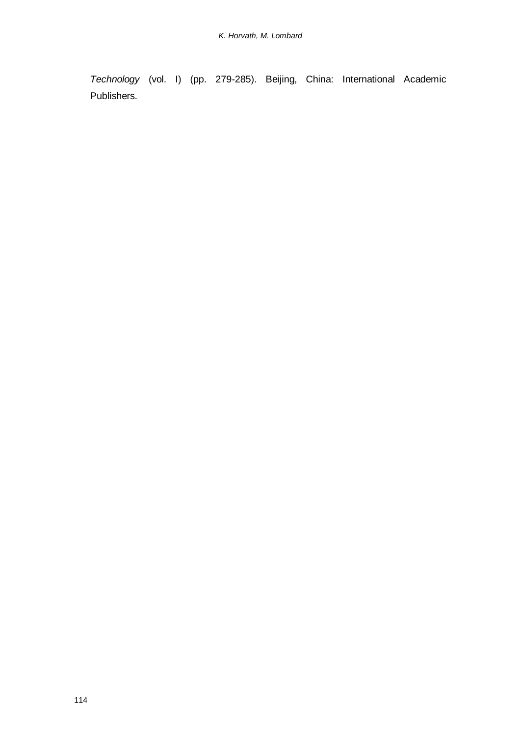*Technology* (vol. I) (pp. 279-285). Beijing, China: International Academic Publishers.